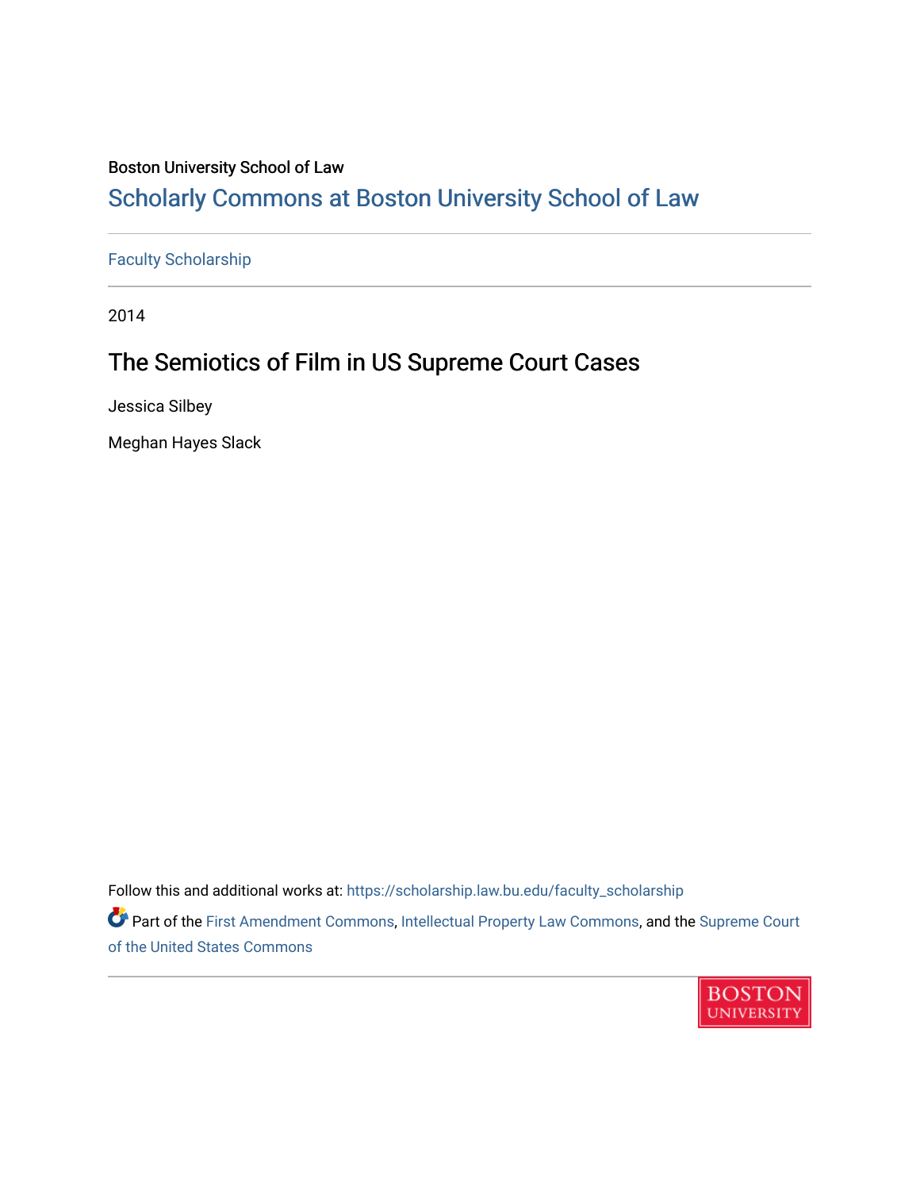Boston University School of Law

## Scholarly Commons at Boston University School of Law

Faculty Scholarship

2014

# The Semiotics of Film in US Supreme Court Cases

Jessica Silbey

Meghan Hayes Slack

Follow this and additional works at: https://scholarship.law.bu.edu/faculty_scholarship

Part of the First Amendment Commons, Intellectual Property Law Commons, and the Supreme Court of the United States Commons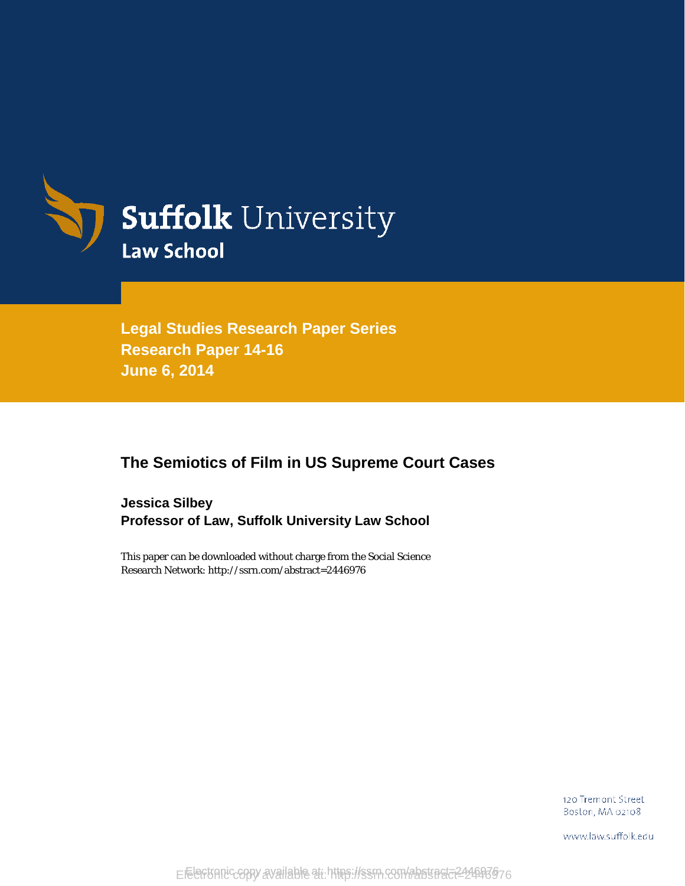Suffolk University

Law School

**Legal Studies Research Paper Series**
**Research Paper 14-16**
**June 6, 2014**

## The Semiotics of Film in US Supreme Court Cases

**Jessica Silbey**
**Professor of Law, Suffolk University Law School**

This paper can be downloaded without charge from the Social Science Research Network: http://ssrn.com/abstract=2446976

120 Tremont Street
Boston, MA 02108

www.law.suffolk.edu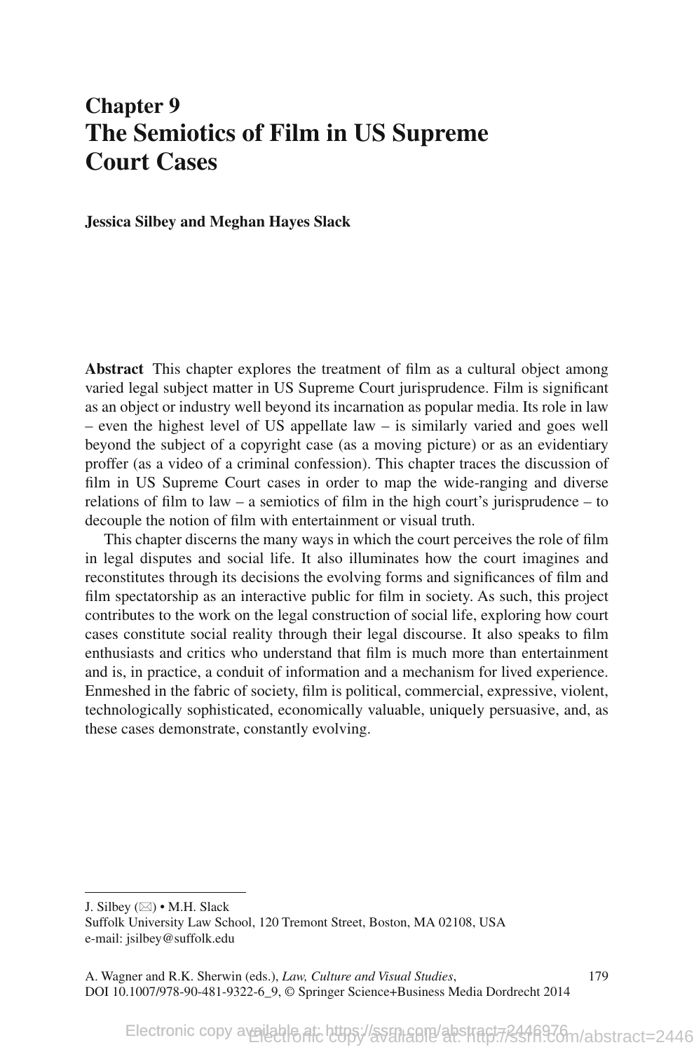# Chapter 9
# The Semiotics of Film in US Supreme Court Cases

**Jessica Silbey and Meghan Hayes Slack**

**Abstract** This chapter explores the treatment of film as a cultural object among varied legal subject matter in US Supreme Court jurisprudence. Film is significant as an object or industry well beyond its incarnation as popular media. Its role in law – even the highest level of US appellate law – is similarly varied and goes well beyond the subject of a copyright case (as a moving picture) or as an evidentiary proffer (as a video of a criminal confession). This chapter traces the discussion of film in US Supreme Court cases in order to map the wide-ranging and diverse relations of film to law – a semiotics of film in the high court's jurisprudence – to decouple the notion of film with entertainment or visual truth.

This chapter discerns the many ways in which the court perceives the role of film in legal disputes and social life. It also illuminates how the court imagines and reconstitutes through its decisions the evolving forms and significances of film and film spectatorship as an interactive public for film in society. As such, this project contributes to the work on the legal construction of social life, exploring how court cases constitute social reality through their legal discourse. It also speaks to film enthusiasts and critics who understand that film is much more than entertainment and is, in practice, a conduit of information and a mechanism for lived experience. Enmeshed in the fabric of society, film is political, commercial, expressive, violent, technologically sophisticated, economically valuable, uniquely persuasive, and, as these cases demonstrate, constantly evolving.

---

J. Silbey (✉) • M.H. Slack
Suffolk University Law School, 120 Tremont Street, Boston, MA 02108, USA
e-mail: jsilbey@suffolk.edu

A. Wagner and R.K. Sherwin (eds.), *Law, Culture and Visual Studies*,
DOI 10.1007/978-90-481-9322-6_9, © Springer Science+Business Media Dordrecht 2014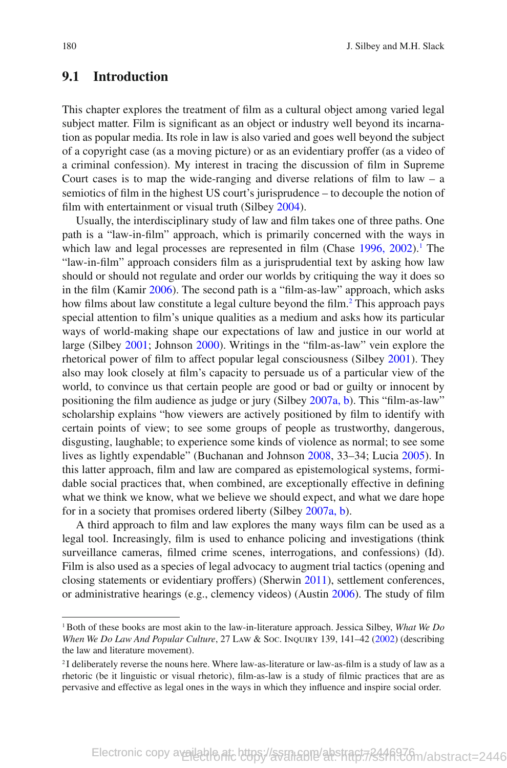## 9.1 Introduction

This chapter explores the treatment of film as a cultural object among varied legal subject matter. Film is significant as an object or industry well beyond its incarnation as popular media. Its role in law is also varied and goes well beyond the subject of a copyright case (as a moving picture) or as an evidentiary proffer (as a video of a criminal confession). My interest in tracing the discussion of film in Supreme Court cases is to map the wide-ranging and diverse relations of film to law – a semiotics of film in the highest US court's jurisprudence – to decouple the notion of film with entertainment or visual truth (Silbey 2004).

Usually, the interdisciplinary study of law and film takes one of three paths. One path is a "law-in-film" approach, which is primarily concerned with the ways in which law and legal processes are represented in film (Chase 1996, 2002).[1] The "law-in-film" approach considers film as a jurisprudential text by asking how law should or should not regulate and order our worlds by critiquing the way it does so in the film (Kamir 2006). The second path is a "film-as-law" approach, which asks how films about law constitute a legal culture beyond the film.[2] This approach pays special attention to film's unique qualities as a medium and asks how its particular ways of world-making shape our expectations of law and justice in our world at large (Silbey 2001; Johnson 2000). Writings in the "film-as-law" vein explore the rhetorical power of film to affect popular legal consciousness (Silbey 2001). They also may look closely at film's capacity to persuade us of a particular view of the world, to convince us that certain people are good or bad or guilty or innocent by positioning the film audience as judge or jury (Silbey 2007a, b). This "film-as-law" scholarship explains "how viewers are actively positioned by film to identify with certain points of view; to see some groups of people as trustworthy, dangerous, disgusting, laughable; to experience some kinds of violence as normal; to see some lives as lightly expendable" (Buchanan and Johnson 2008, 33–34; Lucia 2005). In this latter approach, film and law are compared as epistemological systems, formidable social practices that, when combined, are exceptionally effective in defining what we think we know, what we believe we should expect, and what we dare hope for in a society that promises ordered liberty (Silbey 2007a, b).

A third approach to film and law explores the many ways film can be used as a legal tool. Increasingly, film is used to enhance policing and investigations (think surveillance cameras, filmed crime scenes, interrogations, and confessions) (Id). Film is also used as a species of legal advocacy to augment trial tactics (opening and closing statements or evidentiary proffers) (Sherwin 2011), settlement conferences, or administrative hearings (e.g., clemency videos) (Austin 2006). The study of film

---

[1] Both of these books are most akin to the law-in-literature approach. Jessica Silbey, *What We Do When We Do Law And Popular Culture*, 27 Law & Soc. Inquiry 139, 141–42 (2002) (describing the law and literature movement).

[2] I deliberately reverse the nouns here. Where law-as-literature or law-as-film is a study of law as a rhetoric (be it linguistic or visual rhetoric), film-as-law is a study of filmic practices that are as pervasive and effective as legal ones in the ways in which they influence and inspire social order.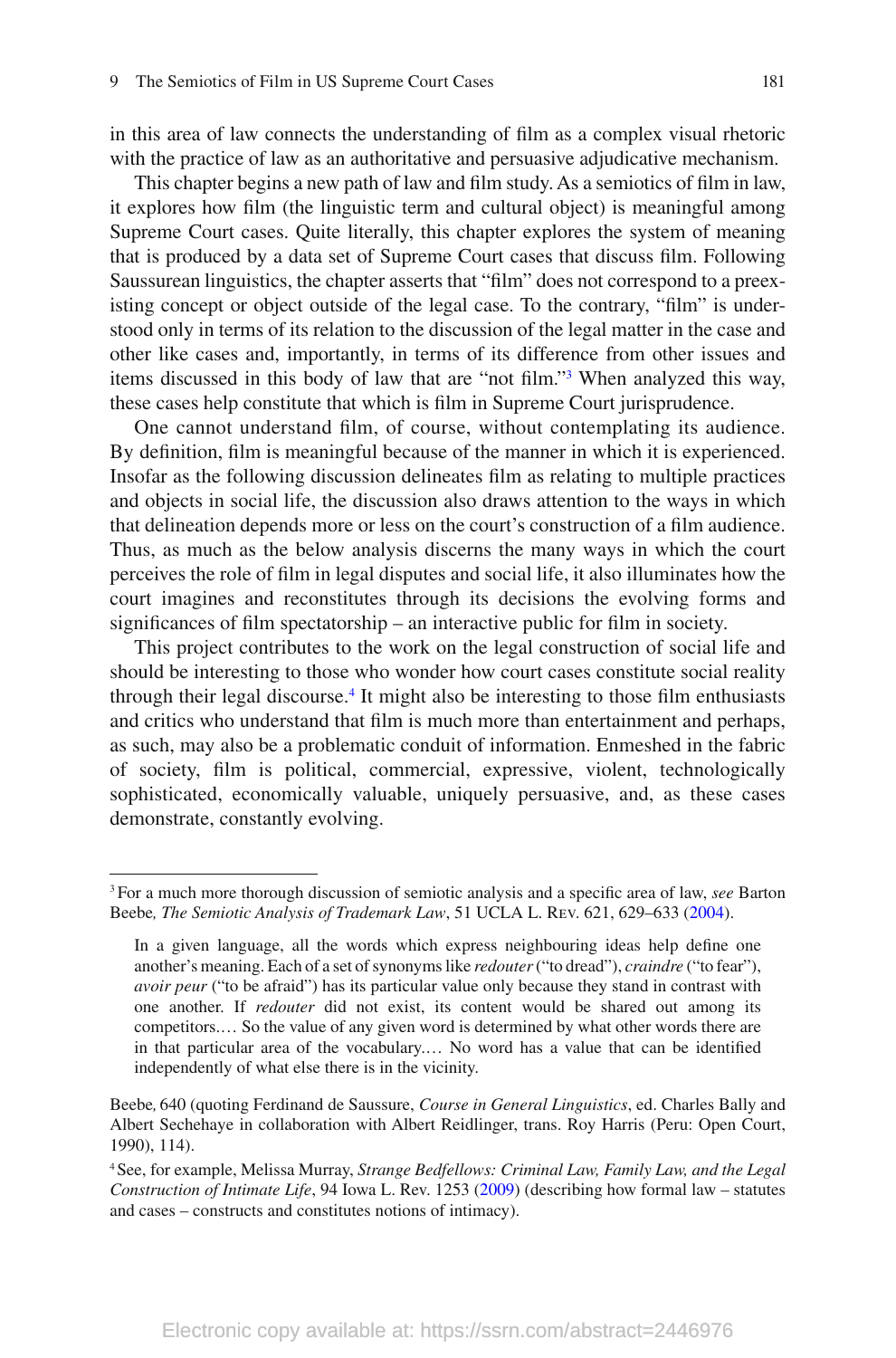in this area of law connects the understanding of film as a complex visual rhetoric with the practice of law as an authoritative and persuasive adjudicative mechanism.

This chapter begins a new path of law and film study. As a semiotics of film in law, it explores how film (the linguistic term and cultural object) is meaningful among Supreme Court cases. Quite literally, this chapter explores the system of meaning that is produced by a data set of Supreme Court cases that discuss film. Following Saussurean linguistics, the chapter asserts that "film" does not correspond to a preexisting concept or object outside of the legal case. To the contrary, "film" is understood only in terms of its relation to the discussion of the legal matter in the case and other like cases and, importantly, in terms of its difference from other issues and items discussed in this body of law that are "not film."[3] When analyzed this way, these cases help constitute that which is film in Supreme Court jurisprudence.

One cannot understand film, of course, without contemplating its audience. By definition, film is meaningful because of the manner in which it is experienced. Insofar as the following discussion delineates film as relating to multiple practices and objects in social life, the discussion also draws attention to the ways in which that delineation depends more or less on the court's construction of a film audience. Thus, as much as the below analysis discerns the many ways in which the court perceives the role of film in legal disputes and social life, it also illuminates how the court imagines and reconstitutes through its decisions the evolving forms and significances of film spectatorship – an interactive public for film in society.

This project contributes to the work on the legal construction of social life and should be interesting to those who wonder how court cases constitute social reality through their legal discourse.[4] It might also be interesting to those film enthusiasts and critics who understand that film is much more than entertainment and perhaps, as such, may also be a problematic conduit of information. Enmeshed in the fabric of society, film is political, commercial, expressive, violent, technologically sophisticated, economically valuable, uniquely persuasive, and, as these cases demonstrate, constantly evolving.

---

[3] For a much more thorough discussion of semiotic analysis and a specific area of law, *see* Barton Beebe, *The Semiotic Analysis of Trademark Law*, 51 UCLA L. Rev. 621, 629–633 (2004).

> In a given language, all the words which express neighbouring ideas help define one another's meaning. Each of a set of synonyms like *redouter* ("to dread"), *craindre* ("to fear"), *avoir peur* ("to be afraid") has its particular value only because they stand in contrast with one another. If *redouter* did not exist, its content would be shared out among its competitors.… So the value of any given word is determined by what other words there are in that particular area of the vocabulary.… No word has a value that can be identified independently of what else there is in the vicinity.

Beebe, 640 (quoting Ferdinand de Saussure, *Course in General Linguistics*, ed. Charles Bally and Albert Sechehaye in collaboration with Albert Reidlinger, trans. Roy Harris (Peru: Open Court, 1990), 114).

[4] See, for example, Melissa Murray, *Strange Bedfellows: Criminal Law, Family Law, and the Legal Construction of Intimate Life*, 94 Iowa L. Rev. 1253 (2009) (describing how formal law – statutes and cases – constructs and constitutes notions of intimacy).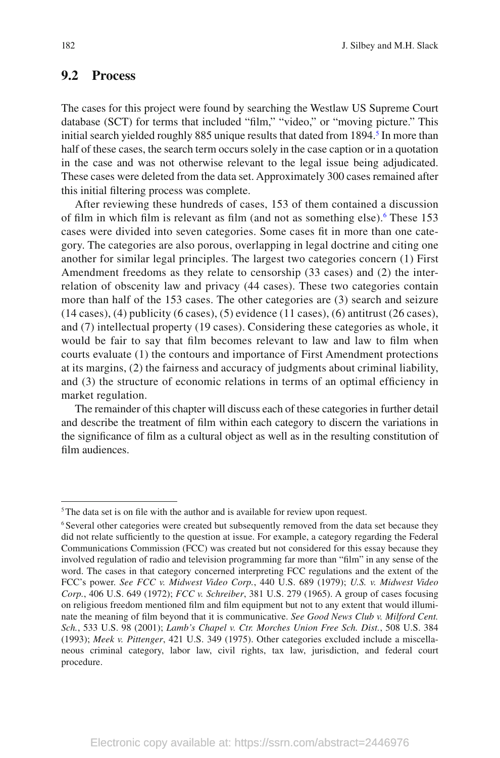## 9.2 Process

The cases for this project were found by searching the Westlaw US Supreme Court database (SCT) for terms that included "film," "video," or "moving picture." This initial search yielded roughly 885 unique results that dated from 1894.[5] In more than half of these cases, the search term occurs solely in the case caption or in a quotation in the case and was not otherwise relevant to the legal issue being adjudicated. These cases were deleted from the data set. Approximately 300 cases remained after this initial filtering process was complete.

After reviewing these hundreds of cases, 153 of them contained a discussion of film in which film is relevant as film (and not as something else).[6] These 153 cases were divided into seven categories. Some cases fit in more than one category. The categories are also porous, overlapping in legal doctrine and citing one another for similar legal principles. The largest two categories concern (1) First Amendment freedoms as they relate to censorship (33 cases) and (2) the interrelation of obscenity law and privacy (44 cases). These two categories contain more than half of the 153 cases. The other categories are (3) search and seizure (14 cases), (4) publicity (6 cases), (5) evidence (11 cases), (6) antitrust (26 cases), and (7) intellectual property (19 cases). Considering these categories as whole, it would be fair to say that film becomes relevant to law and law to film when courts evaluate (1) the contours and importance of First Amendment protections at its margins, (2) the fairness and accuracy of judgments about criminal liability, and (3) the structure of economic relations in terms of an optimal efficiency in market regulation.

The remainder of this chapter will discuss each of these categories in further detail and describe the treatment of film within each category to discern the variations in the significance of film as a cultural object as well as in the resulting constitution of film audiences.

---

[5] The data set is on file with the author and is available for review upon request.

[6] Several other categories were created but subsequently removed from the data set because they did not relate sufficiently to the question at issue. For example, a category regarding the Federal Communications Commission (FCC) was created but not considered for this essay because they involved regulation of radio and television programming far more than "film" in any sense of the word. The cases in that category concerned interpreting FCC regulations and the extent of the FCC's power. *See FCC v. Midwest Video Corp.*, 440 U.S. 689 (1979); *U.S. v. Midwest Video Corp.*, 406 U.S. 649 (1972); *FCC v. Schreiber*, 381 U.S. 279 (1965). A group of cases focusing on religious freedom mentioned film and film equipment but not to any extent that would illuminate the meaning of film beyond that it is communicative. *See Good News Club v. Milford Cent. Sch.*, 533 U.S. 98 (2001); *Lamb's Chapel v. Ctr. Morches Union Free Sch. Dist.*, 508 U.S. 384 (1993); *Meek v. Pittenger*, 421 U.S. 349 (1975). Other categories excluded include a miscellaneous criminal category, labor law, civil rights, tax law, jurisdiction, and federal court procedure.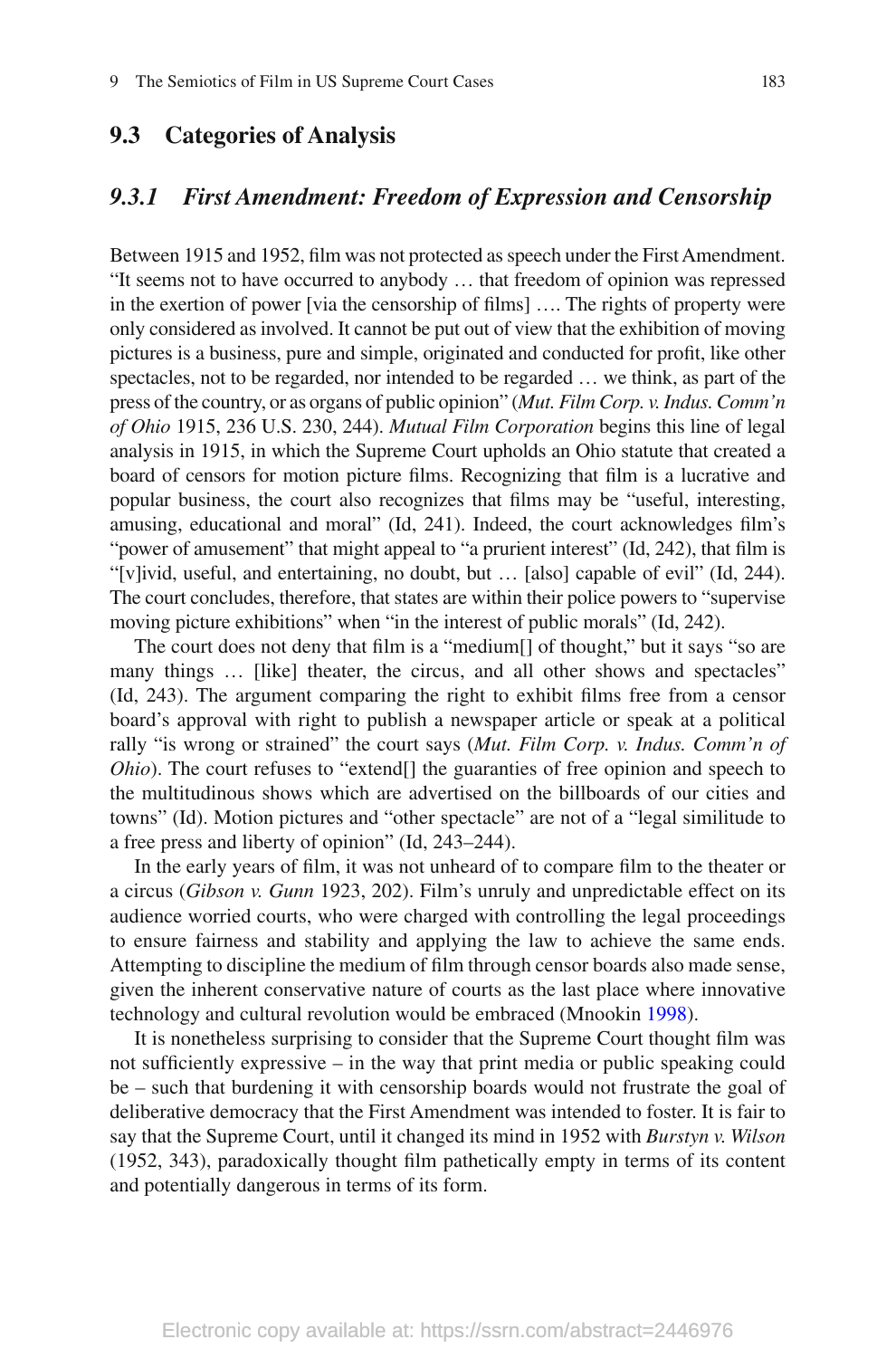## 9.3 Categories of Analysis

### 9.3.1 First Amendment: Freedom of Expression and Censorship

Between 1915 and 1952, film was not protected as speech under the First Amendment. "It seems not to have occurred to anybody … that freedom of opinion was repressed in the exertion of power [via the censorship of films] …. The rights of property were only considered as involved. It cannot be put out of view that the exhibition of moving pictures is a business, pure and simple, originated and conducted for profit, like other spectacles, not to be regarded, nor intended to be regarded … we think, as part of the press of the country, or as organs of public opinion" (*Mut. Film Corp. v. Indus. Comm'n of Ohio* 1915, 236 U.S. 230, 244). *Mutual Film Corporation* begins this line of legal analysis in 1915, in which the Supreme Court upholds an Ohio statute that created a board of censors for motion picture films. Recognizing that film is a lucrative and popular business, the court also recognizes that films may be "useful, interesting, amusing, educational and moral" (Id, 241). Indeed, the court acknowledges film's "power of amusement" that might appeal to "a prurient interest" (Id, 242), that film is "[v]ivid, useful, and entertaining, no doubt, but … [also] capable of evil" (Id, 244). The court concludes, therefore, that states are within their police powers to "supervise moving picture exhibitions" when "in the interest of public morals" (Id, 242).

The court does not deny that film is a "medium[] of thought," but it says "so are many things … [like] theater, the circus, and all other shows and spectacles" (Id, 243). The argument comparing the right to exhibit films free from a censor board's approval with right to publish a newspaper article or speak at a political rally "is wrong or strained" the court says (*Mut. Film Corp. v. Indus. Comm'n of Ohio*). The court refuses to "extend[] the guaranties of free opinion and speech to the multitudinous shows which are advertised on the billboards of our cities and towns" (Id). Motion pictures and "other spectacle" are not of a "legal similitude to a free press and liberty of opinion" (Id, 243–244).

In the early years of film, it was not unheard of to compare film to the theater or a circus (*Gibson v. Gunn* 1923, 202). Film's unruly and unpredictable effect on its audience worried courts, who were charged with controlling the legal proceedings to ensure fairness and stability and applying the law to achieve the same ends. Attempting to discipline the medium of film through censor boards also made sense, given the inherent conservative nature of courts as the last place where innovative technology and cultural revolution would be embraced (Mnookin 1998).

It is nonetheless surprising to consider that the Supreme Court thought film was not sufficiently expressive – in the way that print media or public speaking could be – such that burdening it with censorship boards would not frustrate the goal of deliberative democracy that the First Amendment was intended to foster. It is fair to say that the Supreme Court, until it changed its mind in 1952 with *Burstyn v. Wilson* (1952, 343), paradoxically thought film pathetically empty in terms of its content and potentially dangerous in terms of its form.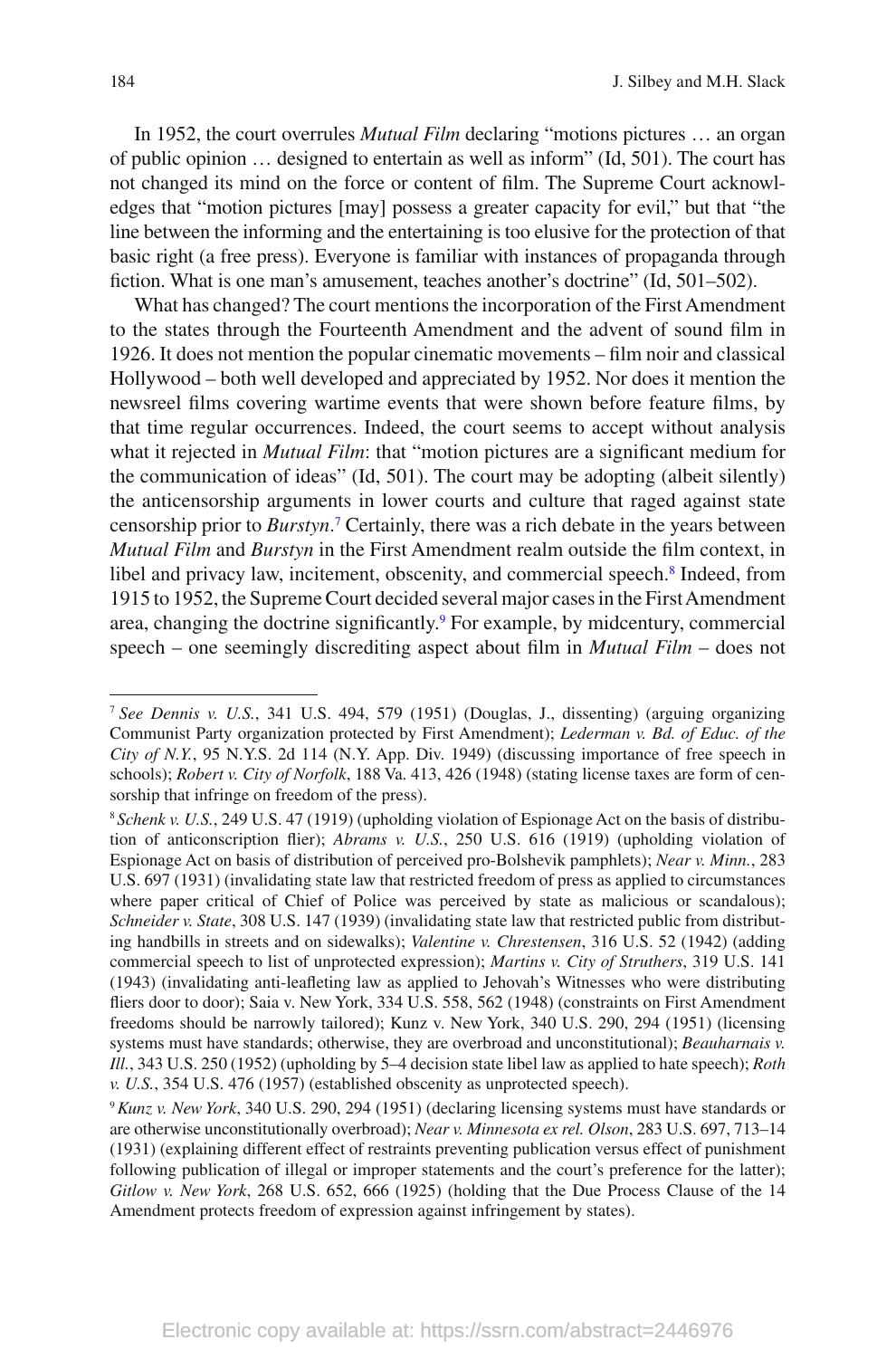In 1952, the court overrules *Mutual Film* declaring "motions pictures … an organ of public opinion … designed to entertain as well as inform" (Id, 501). The court has not changed its mind on the force or content of film. The Supreme Court acknowledges that "motion pictures [may] possess a greater capacity for evil," but that "the line between the informing and the entertaining is too elusive for the protection of that basic right (a free press). Everyone is familiar with instances of propaganda through fiction. What is one man's amusement, teaches another's doctrine" (Id, 501–502).

What has changed? The court mentions the incorporation of the First Amendment to the states through the Fourteenth Amendment and the advent of sound film in 1926. It does not mention the popular cinematic movements – film noir and classical Hollywood – both well developed and appreciated by 1952. Nor does it mention the newsreel films covering wartime events that were shown before feature films, by that time regular occurrences. Indeed, the court seems to accept without analysis what it rejected in *Mutual Film*: that "motion pictures are a significant medium for the communication of ideas" (Id, 501). The court may be adopting (albeit silently) the anticensorship arguments in lower courts and culture that raged against state censorship prior to *Burstyn*.[7] Certainly, there was a rich debate in the years between *Mutual Film* and *Burstyn* in the First Amendment realm outside the film context, in libel and privacy law, incitement, obscenity, and commercial speech.[8] Indeed, from 1915 to 1952, the Supreme Court decided several major cases in the First Amendment area, changing the doctrine significantly.[9] For example, by midcentury, commercial speech – one seemingly discrediting aspect about film in *Mutual Film* – does not

---

[7] *See Dennis v. U.S.*, 341 U.S. 494, 579 (1951) (Douglas, J., dissenting) (arguing organizing Communist Party organization protected by First Amendment); *Lederman v. Bd. of Educ. of the City of N.Y.*, 95 N.Y.S. 2d 114 (N.Y. App. Div. 1949) (discussing importance of free speech in schools); *Robert v. City of Norfolk*, 188 Va. 413, 426 (1948) (stating license taxes are form of censorship that infringe on freedom of the press).

[8] *Schenk v. U.S.*, 249 U.S. 47 (1919) (upholding violation of Espionage Act on the basis of distribution of anticonscription flier); *Abrams v. U.S.*, 250 U.S. 616 (1919) (upholding violation of Espionage Act on basis of distribution of perceived pro-Bolshevik pamphlets); *Near v. Minn.*, 283 U.S. 697 (1931) (invalidating state law that restricted freedom of press as applied to circumstances where paper critical of Chief of Police was perceived by state as malicious or scandalous); *Schneider v. State*, 308 U.S. 147 (1939) (invalidating state law that restricted public from distributing handbills in streets and on sidewalks); *Valentine v. Chrestensen*, 316 U.S. 52 (1942) (adding commercial speech to list of unprotected expression); *Martins v. City of Struthers*, 319 U.S. 141 (1943) (invalidating anti-leafleting law as applied to Jehovah's Witnesses who were distributing fliers door to door); Saia v. New York, 334 U.S. 558, 562 (1948) (constraints on First Amendment freedoms should be narrowly tailored); Kunz v. New York, 340 U.S. 290, 294 (1951) (licensing systems must have standards; otherwise, they are overbroad and unconstitutional); *Beauharnais v. Ill.*, 343 U.S. 250 (1952) (upholding by 5–4 decision state libel law as applied to hate speech); *Roth v. U.S.*, 354 U.S. 476 (1957) (established obscenity as unprotected speech).

[9] *Kunz v. New York*, 340 U.S. 290, 294 (1951) (declaring licensing systems must have standards or are otherwise unconstitutionally overbroad); *Near v. Minnesota ex rel. Olson*, 283 U.S. 697, 713–14 (1931) (explaining different effect of restraints preventing publication versus effect of punishment following publication of illegal or improper statements and the court's preference for the latter); *Gitlow v. New York*, 268 U.S. 652, 666 (1925) (holding that the Due Process Clause of the 14 Amendment protects freedom of expression against infringement by states).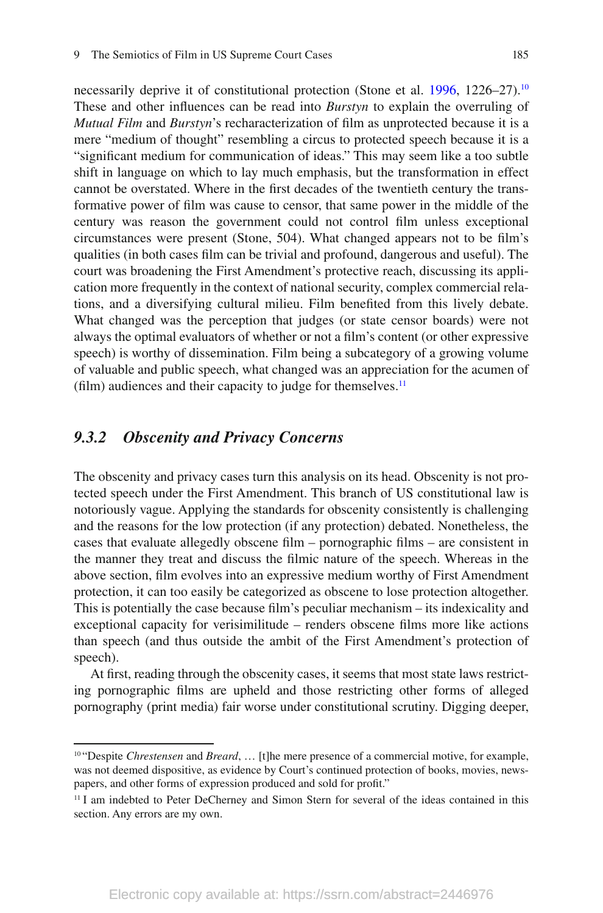necessarily deprive it of constitutional protection (Stone et al. 1996, 1226–27).[10] These and other influences can be read into *Burstyn* to explain the overruling of *Mutual Film* and *Burstyn*'s recharacterization of film as unprotected because it is a mere "medium of thought" resembling a circus to protected speech because it is a "significant medium for communication of ideas." This may seem like a too subtle shift in language on which to lay much emphasis, but the transformation in effect cannot be overstated. Where in the first decades of the twentieth century the transformative power of film was cause to censor, that same power in the middle of the century was reason the government could not control film unless exceptional circumstances were present (Stone, 504). What changed appears not to be film's qualities (in both cases film can be trivial and profound, dangerous and useful). The court was broadening the First Amendment's protective reach, discussing its application more frequently in the context of national security, complex commercial relations, and a diversifying cultural milieu. Film benefited from this lively debate. What changed was the perception that judges (or state censor boards) were not always the optimal evaluators of whether or not a film's content (or other expressive speech) is worthy of dissemination. Film being a subcategory of a growing volume of valuable and public speech, what changed was an appreciation for the acumen of (film) audiences and their capacity to judge for themselves.[11]

### *9.3.2 Obscenity and Privacy Concerns*

The obscenity and privacy cases turn this analysis on its head. Obscenity is not protected speech under the First Amendment. This branch of US constitutional law is notoriously vague. Applying the standards for obscenity consistently is challenging and the reasons for the low protection (if any protection) debated. Nonetheless, the cases that evaluate allegedly obscene film – pornographic films – are consistent in the manner they treat and discuss the filmic nature of the speech. Whereas in the above section, film evolves into an expressive medium worthy of First Amendment protection, it can too easily be categorized as obscene to lose protection altogether. This is potentially the case because film's peculiar mechanism – its indexicality and exceptional capacity for verisimilitude – renders obscene films more like actions than speech (and thus outside the ambit of the First Amendment's protection of speech).

At first, reading through the obscenity cases, it seems that most state laws restricting pornographic films are upheld and those restricting other forms of alleged pornography (print media) fair worse under constitutional scrutiny. Digging deeper,

---

[10] "Despite *Chrestensen* and *Breard*, … [t]he mere presence of a commercial motive, for example, was not deemed dispositive, as evidence by Court's continued protection of books, movies, newspapers, and other forms of expression produced and sold for profit."

[11] I am indebted to Peter DeCherney and Simon Stern for several of the ideas contained in this section. Any errors are my own.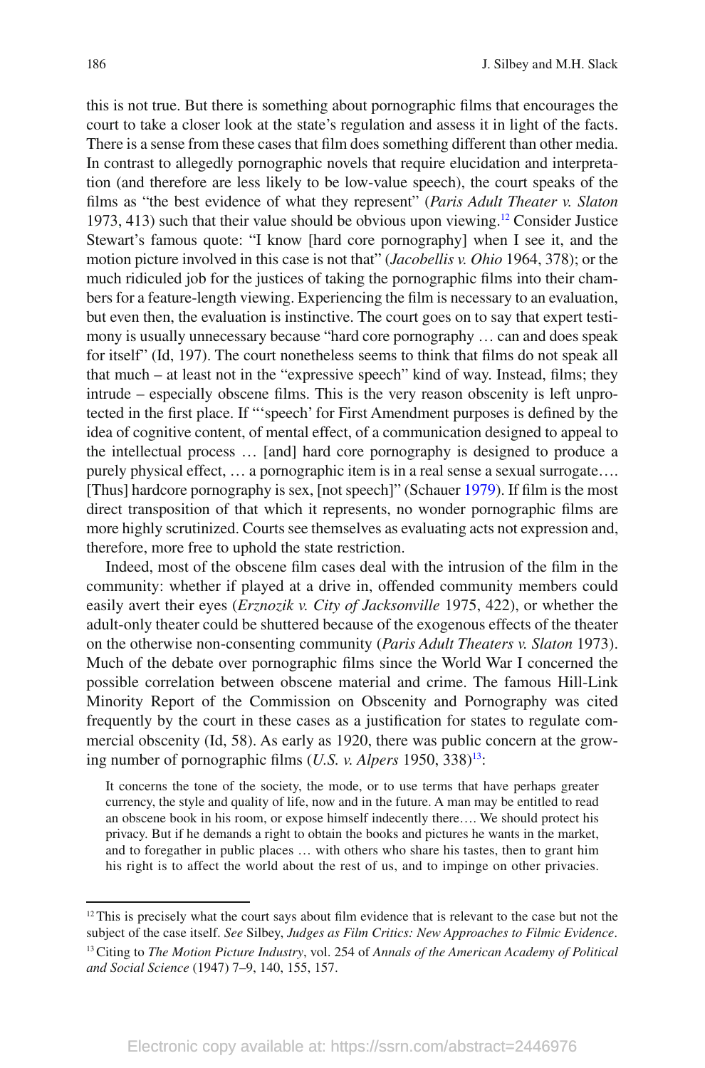this is not true. But there is something about pornographic films that encourages the court to take a closer look at the state's regulation and assess it in light of the facts. There is a sense from these cases that film does something different than other media. In contrast to allegedly pornographic novels that require elucidation and interpretation (and therefore are less likely to be low-value speech), the court speaks of the films as "the best evidence of what they represent" (*Paris Adult Theater v. Slaton* 1973, 413) such that their value should be obvious upon viewing.[12] Consider Justice Stewart's famous quote: "I know [hard core pornography] when I see it, and the motion picture involved in this case is not that" (*Jacobellis v. Ohio* 1964, 378); or the much ridiculed job for the justices of taking the pornographic films into their chambers for a feature-length viewing. Experiencing the film is necessary to an evaluation, but even then, the evaluation is instinctive. The court goes on to say that expert testimony is usually unnecessary because "hard core pornography … can and does speak for itself" (Id, 197). The court nonetheless seems to think that films do not speak all that much – at least not in the "expressive speech" kind of way. Instead, films; they intrude – especially obscene films. This is the very reason obscenity is left unprotected in the first place. If "'speech' for First Amendment purposes is defined by the idea of cognitive content, of mental effect, of a communication designed to appeal to the intellectual process … [and] hard core pornography is designed to produce a purely physical effect, … a pornographic item is in a real sense a sexual surrogate…. [Thus] hardcore pornography is sex, [not speech]" (Schauer 1979). If film is the most direct transposition of that which it represents, no wonder pornographic films are more highly scrutinized. Courts see themselves as evaluating acts not expression and, therefore, more free to uphold the state restriction.

Indeed, most of the obscene film cases deal with the intrusion of the film in the community: whether if played at a drive in, offended community members could easily avert their eyes (*Erznozik v. City of Jacksonville* 1975, 422), or whether the adult-only theater could be shuttered because of the exogenous effects of the theater on the otherwise non-consenting community (*Paris Adult Theaters v. Slaton* 1973). Much of the debate over pornographic films since the World War I concerned the possible correlation between obscene material and crime. The famous Hill-Link Minority Report of the Commission on Obscenity and Pornography was cited frequently by the court in these cases as a justification for states to regulate commercial obscenity (Id, 58). As early as 1920, there was public concern at the growing number of pornographic films (*U.S. v. Alpers* 1950, 338)[13]:

> It concerns the tone of the society, the mode, or to use terms that have perhaps greater currency, the style and quality of life, now and in the future. A man may be entitled to read an obscene book in his room, or expose himself indecently there…. We should protect his privacy. But if he demands a right to obtain the books and pictures he wants in the market, and to foregather in public places … with others who share his tastes, then to grant him his right is to affect the world about the rest of us, and to impinge on other privacies.

[12] This is precisely what the court says about film evidence that is relevant to the case but not the subject of the case itself. *See* Silbey, *Judges as Film Critics: New Approaches to Filmic Evidence*.

[13] Citing to *The Motion Picture Industry*, vol. 254 of *Annals of the American Academy of Political and Social Science* (1947) 7–9, 140, 155, 157.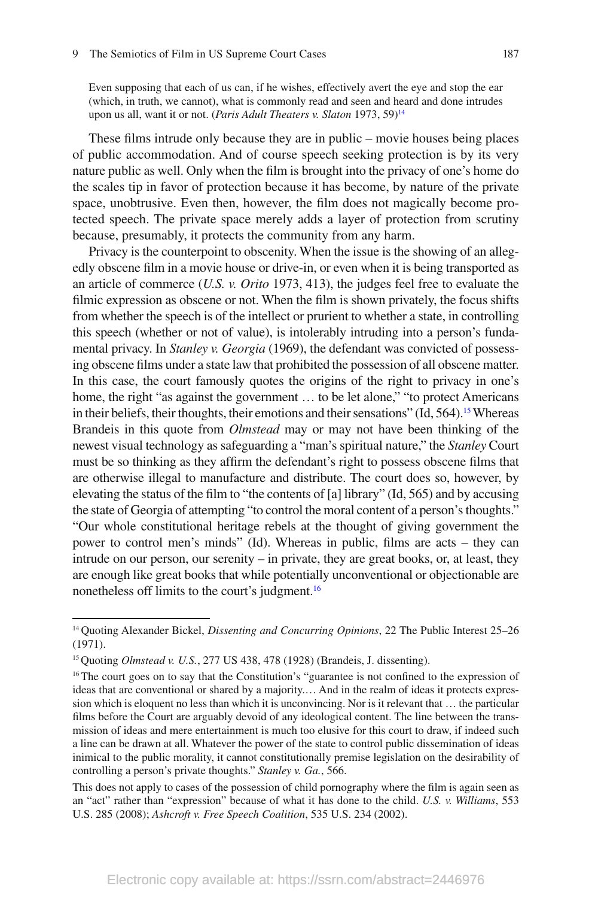> Even supposing that each of us can, if he wishes, effectively avert the eye and stop the ear (which, in truth, we cannot), what is commonly read and seen and heard and done intrudes upon us all, want it or not. (*Paris Adult Theaters v. Slaton* 1973, 59)[14]

These films intrude only because they are in public – movie houses being places of public accommodation. And of course speech seeking protection is by its very nature public as well. Only when the film is brought into the privacy of one's home do the scales tip in favor of protection because it has become, by nature of the private space, unobtrusive. Even then, however, the film does not magically become protected speech. The private space merely adds a layer of protection from scrutiny because, presumably, it protects the community from any harm.

Privacy is the counterpoint to obscenity. When the issue is the showing of an allegedly obscene film in a movie house or drive-in, or even when it is being transported as an article of commerce (*U.S. v. Orito* 1973, 413), the judges feel free to evaluate the filmic expression as obscene or not. When the film is shown privately, the focus shifts from whether the speech is of the intellect or prurient to whether a state, in controlling this speech (whether or not of value), is intolerably intruding into a person's fundamental privacy. In *Stanley v. Georgia* (1969), the defendant was convicted of possessing obscene films under a state law that prohibited the possession of all obscene matter. In this case, the court famously quotes the origins of the right to privacy in one's home, the right "as against the government … to be let alone," "to protect Americans in their beliefs, their thoughts, their emotions and their sensations" (Id, 564).[15] Whereas Brandeis in this quote from *Olmstead* may or may not have been thinking of the newest visual technology as safeguarding a "man's spiritual nature," the *Stanley* Court must be so thinking as they affirm the defendant's right to possess obscene films that are otherwise illegal to manufacture and distribute. The court does so, however, by elevating the status of the film to "the contents of [a] library" (Id, 565) and by accusing the state of Georgia of attempting "to control the moral content of a person's thoughts." "Our whole constitutional heritage rebels at the thought of giving government the power to control men's minds" (Id). Whereas in public, films are acts – they can intrude on our person, our serenity – in private, they are great books, or, at least, they are enough like great books that while potentially unconventional or objectionable are nonetheless off limits to the court's judgment.[16]

---

[14] Quoting Alexander Bickel, *Dissenting and Concurring Opinions*, 22 The Public Interest 25–26 (1971).

[15] Quoting *Olmstead v. U.S.*, 277 US 438, 478 (1928) (Brandeis, J. dissenting).

[16] The court goes on to say that the Constitution's "guarantee is not confined to the expression of ideas that are conventional or shared by a majority.… And in the realm of ideas it protects expression which is eloquent no less than which it is unconvincing. Nor is it relevant that … the particular films before the Court are arguably devoid of any ideological content. The line between the transmission of ideas and mere entertainment is much too elusive for this court to draw, if indeed such a line can be drawn at all. Whatever the power of the state to control public dissemination of ideas inimical to the public morality, it cannot constitutionally premise legislation on the desirability of controlling a person's private thoughts." *Stanley v. Ga.*, 566.

This does not apply to cases of the possession of child pornography where the film is again seen as an "act" rather than "expression" because of what it has done to the child. *U.S. v. Williams*, 553 U.S. 285 (2008); *Ashcroft v. Free Speech Coalition*, 535 U.S. 234 (2002).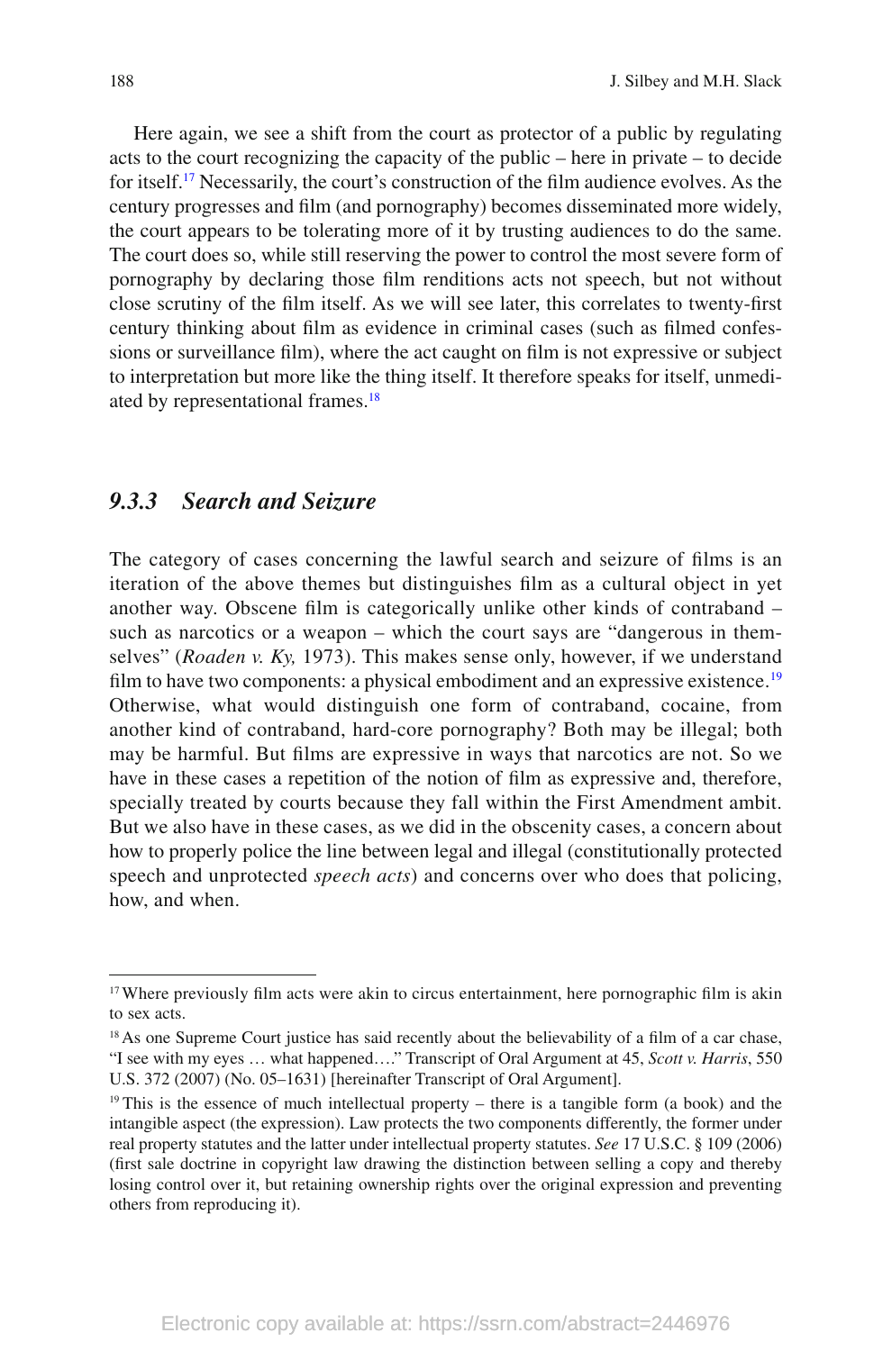Here again, we see a shift from the court as protector of a public by regulating acts to the court recognizing the capacity of the public – here in private – to decide for itself.[17] Necessarily, the court's construction of the film audience evolves. As the century progresses and film (and pornography) becomes disseminated more widely, the court appears to be tolerating more of it by trusting audiences to do the same. The court does so, while still reserving the power to control the most severe form of pornography by declaring those film renditions acts not speech, but not without close scrutiny of the film itself. As we will see later, this correlates to twenty-first century thinking about film as evidence in criminal cases (such as filmed confessions or surveillance film), where the act caught on film is not expressive or subject to interpretation but more like the thing itself. It therefore speaks for itself, unmediated by representational frames.[18]

### *9.3.3 Search and Seizure*

The category of cases concerning the lawful search and seizure of films is an iteration of the above themes but distinguishes film as a cultural object in yet another way. Obscene film is categorically unlike other kinds of contraband – such as narcotics or a weapon – which the court says are "dangerous in themselves" (*Roaden v. Ky,* 1973). This makes sense only, however, if we understand film to have two components: a physical embodiment and an expressive existence.[19] Otherwise, what would distinguish one form of contraband, cocaine, from another kind of contraband, hard-core pornography? Both may be illegal; both may be harmful. But films are expressive in ways that narcotics are not. So we have in these cases a repetition of the notion of film as expressive and, therefore, specially treated by courts because they fall within the First Amendment ambit. But we also have in these cases, as we did in the obscenity cases, a concern about how to properly police the line between legal and illegal (constitutionally protected speech and unprotected *speech acts*) and concerns over who does that policing, how, and when.

---

[17] Where previously film acts were akin to circus entertainment, here pornographic film is akin to sex acts.

[18] As one Supreme Court justice has said recently about the believability of a film of a car chase, "I see with my eyes … what happened…." Transcript of Oral Argument at 45, *Scott v. Harris*, 550 U.S. 372 (2007) (No. 05–1631) [hereinafter Transcript of Oral Argument].

[19] This is the essence of much intellectual property – there is a tangible form (a book) and the intangible aspect (the expression). Law protects the two components differently, the former under real property statutes and the latter under intellectual property statutes. *See* 17 U.S.C. § 109 (2006) (first sale doctrine in copyright law drawing the distinction between selling a copy and thereby losing control over it, but retaining ownership rights over the original expression and preventing others from reproducing it).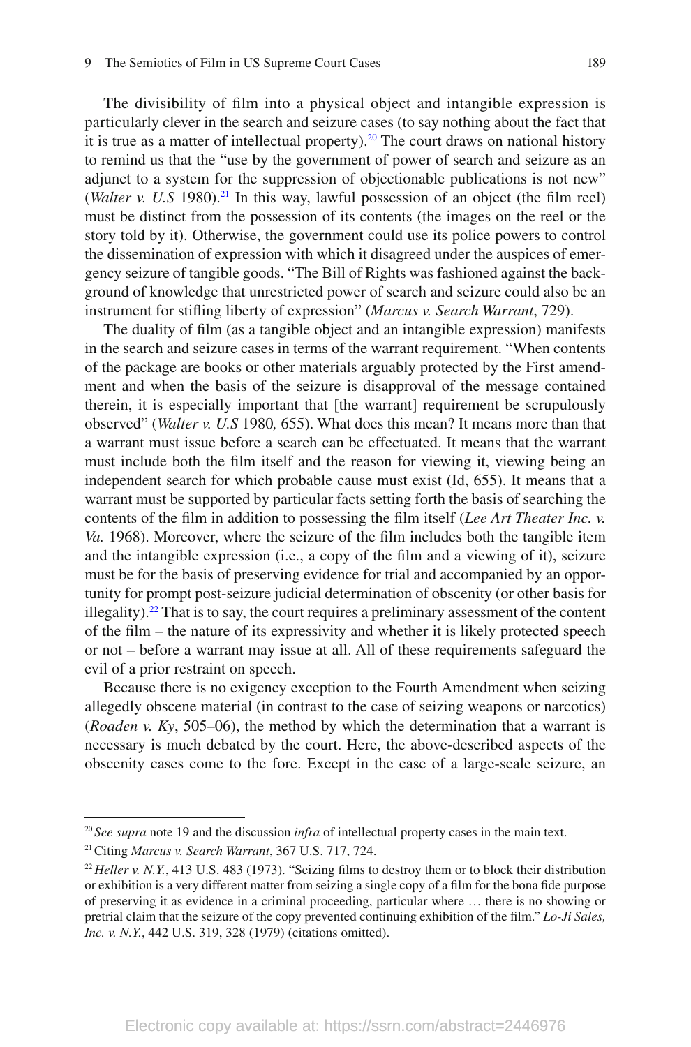The divisibility of film into a physical object and intangible expression is particularly clever in the search and seizure cases (to say nothing about the fact that it is true as a matter of intellectual property).[20] The court draws on national history to remind us that the "use by the government of power of search and seizure as an adjunct to a system for the suppression of objectionable publications is not new" (*Walter v. U.S* 1980).[21] In this way, lawful possession of an object (the film reel) must be distinct from the possession of its contents (the images on the reel or the story told by it). Otherwise, the government could use its police powers to control the dissemination of expression with which it disagreed under the auspices of emergency seizure of tangible goods. "The Bill of Rights was fashioned against the background of knowledge that unrestricted power of search and seizure could also be an instrument for stifling liberty of expression" (*Marcus v. Search Warrant*, 729).

The duality of film (as a tangible object and an intangible expression) manifests in the search and seizure cases in terms of the warrant requirement. "When contents of the package are books or other materials arguably protected by the First amendment and when the basis of the seizure is disapproval of the message contained therein, it is especially important that [the warrant] requirement be scrupulously observed" (*Walter v. U.S* 1980*,* 655). What does this mean? It means more than that a warrant must issue before a search can be effectuated. It means that the warrant must include both the film itself and the reason for viewing it, viewing being an independent search for which probable cause must exist (Id, 655). It means that a warrant must be supported by particular facts setting forth the basis of searching the contents of the film in addition to possessing the film itself (*Lee Art Theater Inc. v. Va.* 1968). Moreover, where the seizure of the film includes both the tangible item and the intangible expression (i.e., a copy of the film and a viewing of it), seizure must be for the basis of preserving evidence for trial and accompanied by an opportunity for prompt post-seizure judicial determination of obscenity (or other basis for illegality).[22] That is to say, the court requires a preliminary assessment of the content of the film – the nature of its expressivity and whether it is likely protected speech or not – before a warrant may issue at all. All of these requirements safeguard the evil of a prior restraint on speech.

Because there is no exigency exception to the Fourth Amendment when seizing allegedly obscene material (in contrast to the case of seizing weapons or narcotics) (*Roaden v. Ky*, 505–06), the method by which the determination that a warrant is necessary is much debated by the court. Here, the above-described aspects of the obscenity cases come to the fore. Except in the case of a large-scale seizure, an

---

[20] *See supra* note 19 and the discussion *infra* of intellectual property cases in the main text.

[21] Citing *Marcus v. Search Warrant*, 367 U.S. 717, 724.

[22] *Heller v. N.Y.*, 413 U.S. 483 (1973). "Seizing films to destroy them or to block their distribution or exhibition is a very different matter from seizing a single copy of a film for the bona fide purpose of preserving it as evidence in a criminal proceeding, particular where … there is no showing or pretrial claim that the seizure of the copy prevented continuing exhibition of the film." *Lo-Ji Sales, Inc. v. N.Y.*, 442 U.S. 319, 328 (1979) (citations omitted).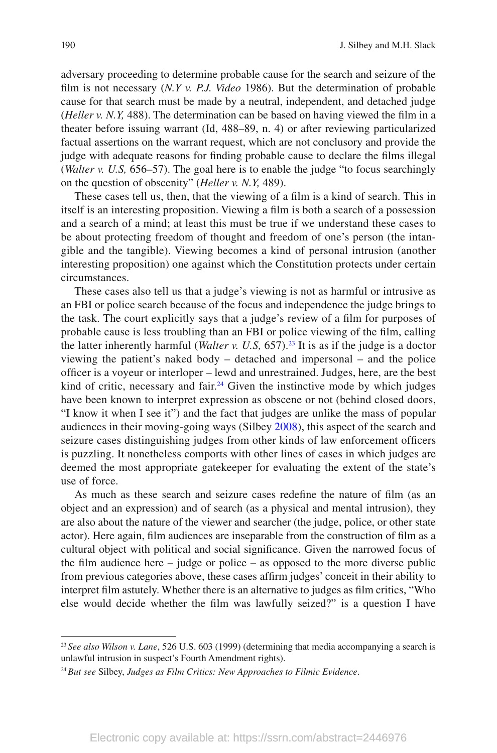adversary proceeding to determine probable cause for the search and seizure of the film is not necessary (*N.Y v. P.J. Video* 1986). But the determination of probable cause for that search must be made by a neutral, independent, and detached judge (*Heller v. N.Y,* 488). The determination can be based on having viewed the film in a theater before issuing warrant (Id, 488–89, n. 4) or after reviewing particularized factual assertions on the warrant request, which are not conclusory and provide the judge with adequate reasons for finding probable cause to declare the films illegal (*Walter v. U.S,* 656–57). The goal here is to enable the judge "to focus searchingly on the question of obscenity" (*Heller v. N.Y,* 489).

These cases tell us, then, that the viewing of a film is a kind of search. This in itself is an interesting proposition. Viewing a film is both a search of a possession and a search of a mind; at least this must be true if we understand these cases to be about protecting freedom of thought and freedom of one's person (the intangible and the tangible). Viewing becomes a kind of personal intrusion (another interesting proposition) one against which the Constitution protects under certain circumstances.

These cases also tell us that a judge's viewing is not as harmful or intrusive as an FBI or police search because of the focus and independence the judge brings to the task. The court explicitly says that a judge's review of a film for purposes of probable cause is less troubling than an FBI or police viewing of the film, calling the latter inherently harmful (*Walter v. U.S,* 657).[23] It is as if the judge is a doctor viewing the patient's naked body – detached and impersonal – and the police officer is a voyeur or interloper – lewd and unrestrained. Judges, here, are the best kind of critic, necessary and fair.[24] Given the instinctive mode by which judges have been known to interpret expression as obscene or not (behind closed doors, "I know it when I see it") and the fact that judges are unlike the mass of popular audiences in their moving-going ways (Silbey 2008), this aspect of the search and seizure cases distinguishing judges from other kinds of law enforcement officers is puzzling. It nonetheless comports with other lines of cases in which judges are deemed the most appropriate gatekeeper for evaluating the extent of the state's use of force.

As much as these search and seizure cases redefine the nature of film (as an object and an expression) and of search (as a physical and mental intrusion), they are also about the nature of the viewer and searcher (the judge, police, or other state actor). Here again, film audiences are inseparable from the construction of film as a cultural object with political and social significance. Given the narrowed focus of the film audience here – judge or police – as opposed to the more diverse public from previous categories above, these cases affirm judges' conceit in their ability to interpret film astutely. Whether there is an alternative to judges as film critics, "Who else would decide whether the film was lawfully seized?" is a question I have

---

[23] *See also Wilson v. Lane*, 526 U.S. 603 (1999) (determining that media accompanying a search is unlawful intrusion in suspect's Fourth Amendment rights).

[24] *But see* Silbey, *Judges as Film Critics: New Approaches to Filmic Evidence*.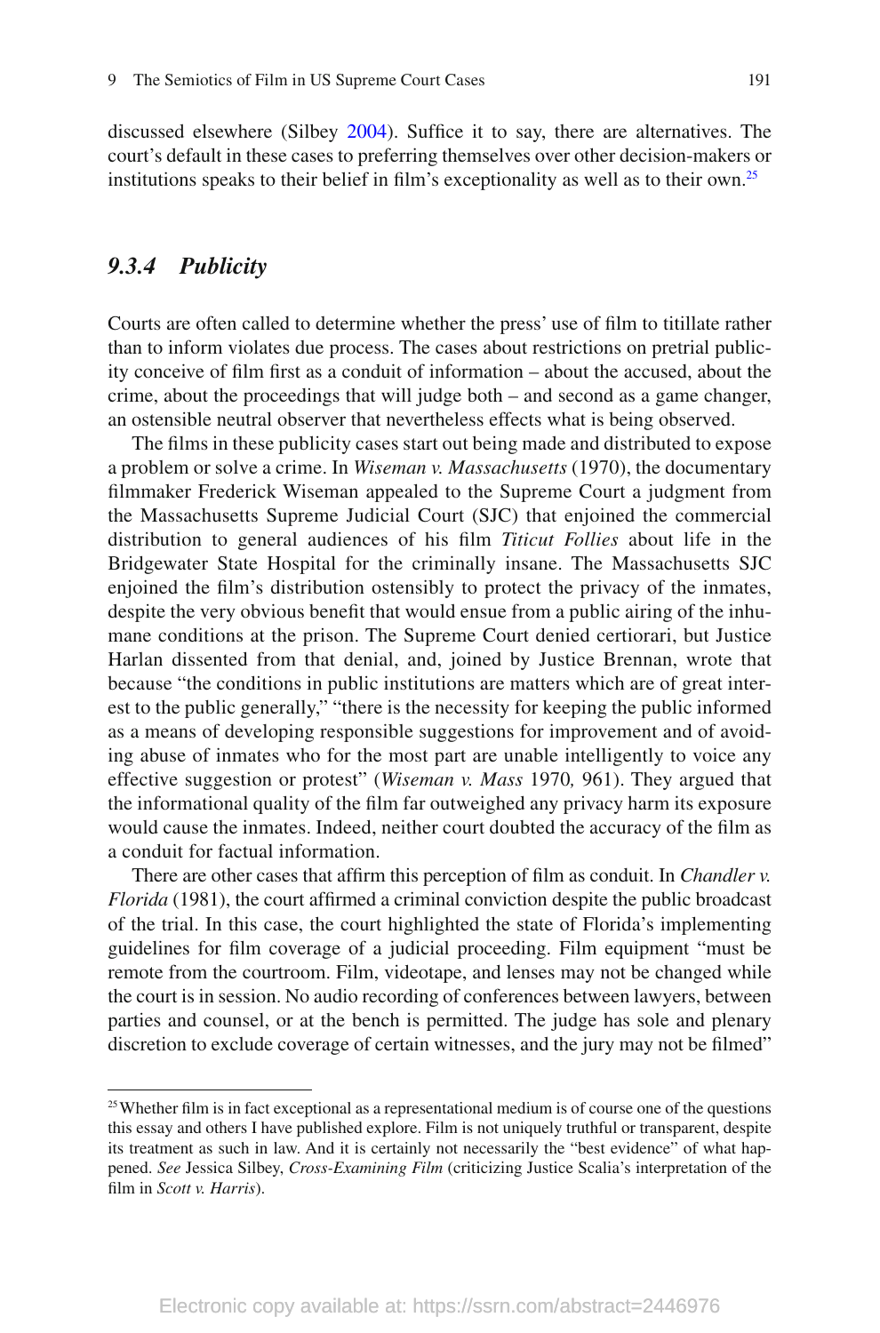discussed elsewhere (Silbey 2004). Suffice it to say, there are alternatives. The court's default in these cases to preferring themselves over other decision-makers or institutions speaks to their belief in film's exceptionality as well as to their own.[25]

### *9.3.4 Publicity*

Courts are often called to determine whether the press' use of film to titillate rather than to inform violates due process. The cases about restrictions on pretrial publicity conceive of film first as a conduit of information – about the accused, about the crime, about the proceedings that will judge both – and second as a game changer, an ostensible neutral observer that nevertheless effects what is being observed.

The films in these publicity cases start out being made and distributed to expose a problem or solve a crime. In *Wiseman v. Massachusetts* (1970), the documentary filmmaker Frederick Wiseman appealed to the Supreme Court a judgment from the Massachusetts Supreme Judicial Court (SJC) that enjoined the commercial distribution to general audiences of his film *Titicut Follies* about life in the Bridgewater State Hospital for the criminally insane. The Massachusetts SJC enjoined the film's distribution ostensibly to protect the privacy of the inmates, despite the very obvious benefit that would ensue from a public airing of the inhumane conditions at the prison. The Supreme Court denied certiorari, but Justice Harlan dissented from that denial, and, joined by Justice Brennan, wrote that because "the conditions in public institutions are matters which are of great interest to the public generally," "there is the necessity for keeping the public informed as a means of developing responsible suggestions for improvement and of avoiding abuse of inmates who for the most part are unable intelligently to voice any effective suggestion or protest" (*Wiseman v. Mass* 1970*,* 961). They argued that the informational quality of the film far outweighed any privacy harm its exposure would cause the inmates. Indeed, neither court doubted the accuracy of the film as a conduit for factual information.

There are other cases that affirm this perception of film as conduit. In *Chandler v. Florida* (1981), the court affirmed a criminal conviction despite the public broadcast of the trial. In this case, the court highlighted the state of Florida's implementing guidelines for film coverage of a judicial proceeding. Film equipment "must be remote from the courtroom. Film, videotape, and lenses may not be changed while the court is in session. No audio recording of conferences between lawyers, between parties and counsel, or at the bench is permitted. The judge has sole and plenary discretion to exclude coverage of certain witnesses, and the jury may not be filmed"

---

[25] Whether film is in fact exceptional as a representational medium is of course one of the questions this essay and others I have published explore. Film is not uniquely truthful or transparent, despite its treatment as such in law. And it is certainly not necessarily the "best evidence" of what happened. *See* Jessica Silbey, *Cross-Examining Film* (criticizing Justice Scalia's interpretation of the film in *Scott v. Harris*).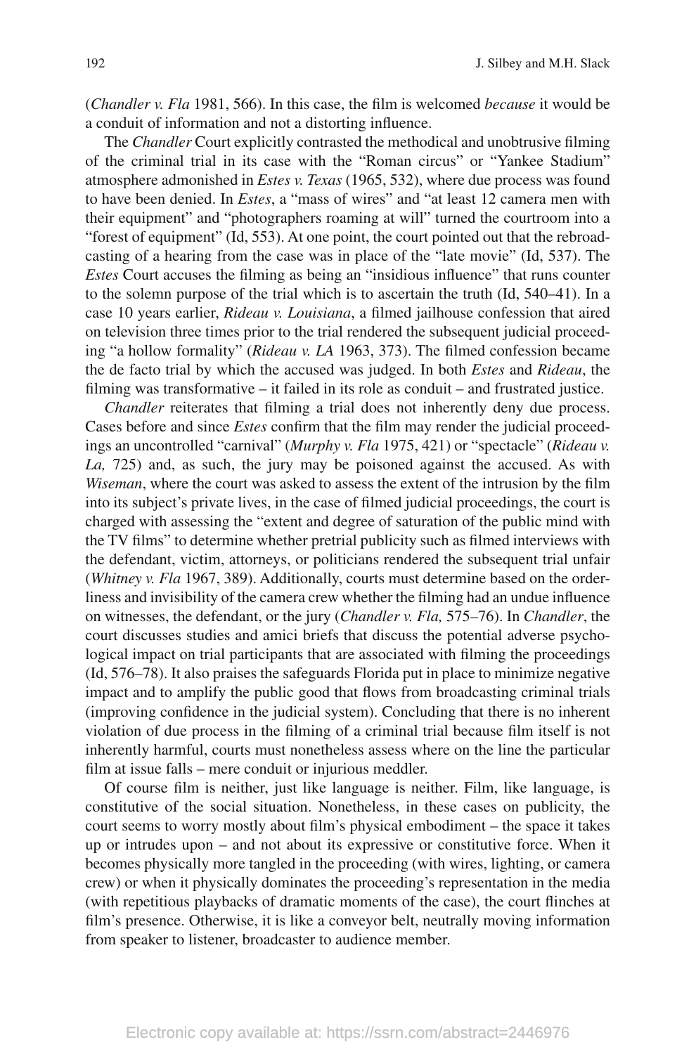(*Chandler v. Fla* 1981, 566). In this case, the film is welcomed *because* it would be a conduit of information and not a distorting influence.

The *Chandler* Court explicitly contrasted the methodical and unobtrusive filming of the criminal trial in its case with the "Roman circus" or "Yankee Stadium" atmosphere admonished in *Estes v. Texas* (1965, 532), where due process was found to have been denied. In *Estes*, a "mass of wires" and "at least 12 camera men with their equipment" and "photographers roaming at will" turned the courtroom into a "forest of equipment" (Id, 553). At one point, the court pointed out that the rebroadcasting of a hearing from the case was in place of the "late movie" (Id, 537). The *Estes* Court accuses the filming as being an "insidious influence" that runs counter to the solemn purpose of the trial which is to ascertain the truth (Id, 540–41). In a case 10 years earlier, *Rideau v. Louisiana*, a filmed jailhouse confession that aired on television three times prior to the trial rendered the subsequent judicial proceeding "a hollow formality" (*Rideau v. LA* 1963, 373). The filmed confession became the de facto trial by which the accused was judged. In both *Estes* and *Rideau*, the filming was transformative – it failed in its role as conduit – and frustrated justice.

*Chandler* reiterates that filming a trial does not inherently deny due process. Cases before and since *Estes* confirm that the film may render the judicial proceedings an uncontrolled "carnival" (*Murphy v. Fla* 1975, 421) or "spectacle" (*Rideau v. La,* 725) and, as such, the jury may be poisoned against the accused. As with *Wiseman*, where the court was asked to assess the extent of the intrusion by the film into its subject's private lives, in the case of filmed judicial proceedings, the court is charged with assessing the "extent and degree of saturation of the public mind with the TV films" to determine whether pretrial publicity such as filmed interviews with the defendant, victim, attorneys, or politicians rendered the subsequent trial unfair (*Whitney v. Fla* 1967, 389). Additionally, courts must determine based on the orderliness and invisibility of the camera crew whether the filming had an undue influence on witnesses, the defendant, or the jury (*Chandler v. Fla,* 575–76). In *Chandler*, the court discusses studies and amici briefs that discuss the potential adverse psychological impact on trial participants that are associated with filming the proceedings (Id, 576–78). It also praises the safeguards Florida put in place to minimize negative impact and to amplify the public good that flows from broadcasting criminal trials (improving confidence in the judicial system). Concluding that there is no inherent violation of due process in the filming of a criminal trial because film itself is not inherently harmful, courts must nonetheless assess where on the line the particular film at issue falls – mere conduit or injurious meddler.

Of course film is neither, just like language is neither. Film, like language, is constitutive of the social situation. Nonetheless, in these cases on publicity, the court seems to worry mostly about film's physical embodiment – the space it takes up or intrudes upon – and not about its expressive or constitutive force. When it becomes physically more tangled in the proceeding (with wires, lighting, or camera crew) or when it physically dominates the proceeding's representation in the media (with repetitious playbacks of dramatic moments of the case), the court flinches at film's presence. Otherwise, it is like a conveyor belt, neutrally moving information from speaker to listener, broadcaster to audience member.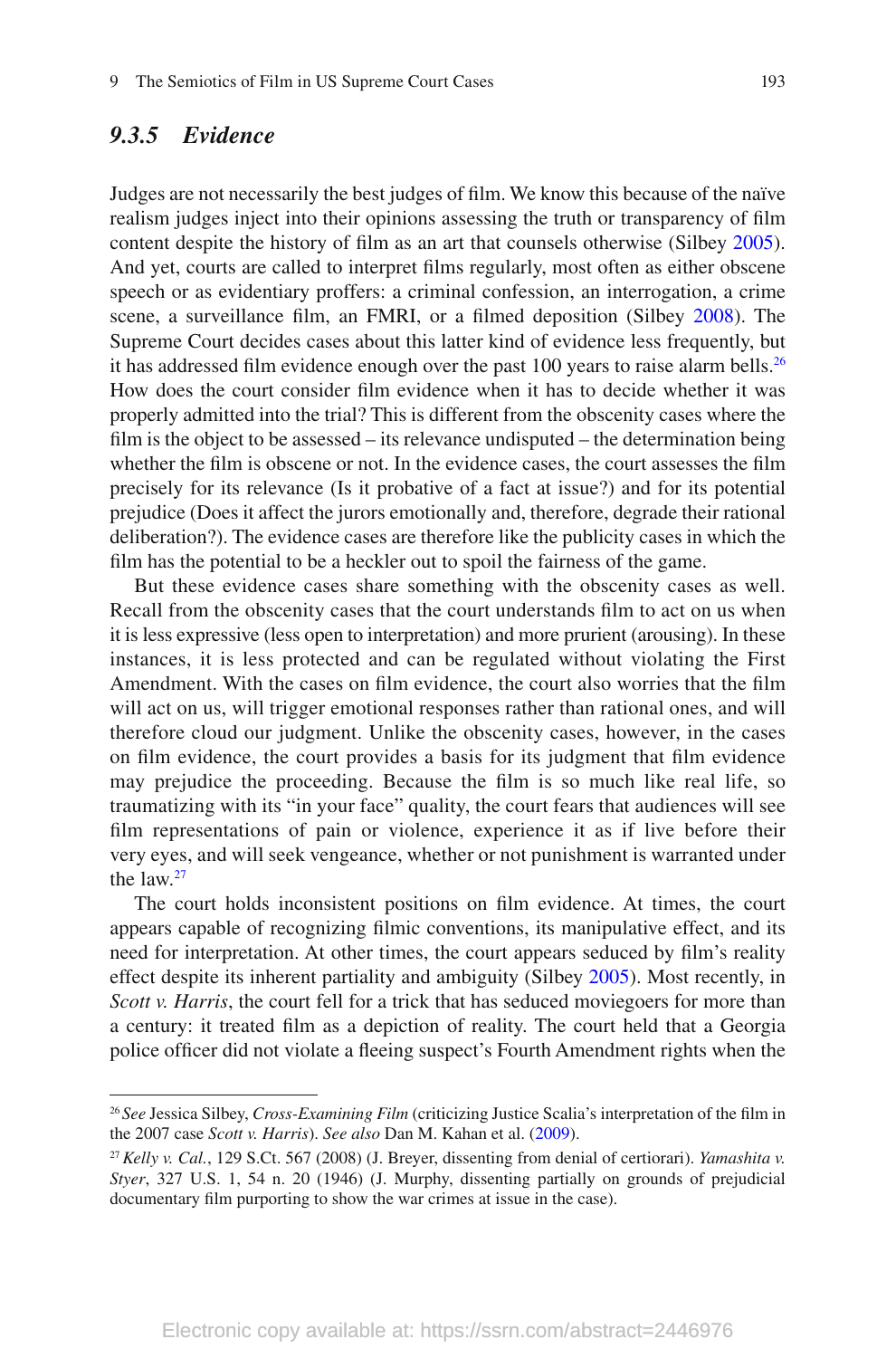### *9.3.5 Evidence*

Judges are not necessarily the best judges of film. We know this because of the naïve realism judges inject into their opinions assessing the truth or transparency of film content despite the history of film as an art that counsels otherwise (Silbey 2005). And yet, courts are called to interpret films regularly, most often as either obscene speech or as evidentiary proffers: a criminal confession, an interrogation, a crime scene, a surveillance film, an FMRI, or a filmed deposition (Silbey 2008). The Supreme Court decides cases about this latter kind of evidence less frequently, but it has addressed film evidence enough over the past 100 years to raise alarm bells.[26] How does the court consider film evidence when it has to decide whether it was properly admitted into the trial? This is different from the obscenity cases where the film is the object to be assessed – its relevance undisputed – the determination being whether the film is obscene or not. In the evidence cases, the court assesses the film precisely for its relevance (Is it probative of a fact at issue?) and for its potential prejudice (Does it affect the jurors emotionally and, therefore, degrade their rational deliberation?). The evidence cases are therefore like the publicity cases in which the film has the potential to be a heckler out to spoil the fairness of the game.

But these evidence cases share something with the obscenity cases as well. Recall from the obscenity cases that the court understands film to act on us when it is less expressive (less open to interpretation) and more prurient (arousing). In these instances, it is less protected and can be regulated without violating the First Amendment. With the cases on film evidence, the court also worries that the film will act on us, will trigger emotional responses rather than rational ones, and will therefore cloud our judgment. Unlike the obscenity cases, however, in the cases on film evidence, the court provides a basis for its judgment that film evidence may prejudice the proceeding. Because the film is so much like real life, so traumatizing with its "in your face" quality, the court fears that audiences will see film representations of pain or violence, experience it as if live before their very eyes, and will seek vengeance, whether or not punishment is warranted under the law.[27]

The court holds inconsistent positions on film evidence. At times, the court appears capable of recognizing filmic conventions, its manipulative effect, and its need for interpretation. At other times, the court appears seduced by film's reality effect despite its inherent partiality and ambiguity (Silbey 2005). Most recently, in *Scott v. Harris*, the court fell for a trick that has seduced moviegoers for more than a century: it treated film as a depiction of reality. The court held that a Georgia police officer did not violate a fleeing suspect's Fourth Amendment rights when the

---

[26] *See* Jessica Silbey, *Cross-Examining Film* (criticizing Justice Scalia's interpretation of the film in the 2007 case *Scott v. Harris*). *See also* Dan M. Kahan et al. (2009).

[27] *Kelly v. Cal.*, 129 S.Ct. 567 (2008) (J. Breyer, dissenting from denial of certiorari). *Yamashita v. Styer*, 327 U.S. 1, 54 n. 20 (1946) (J. Murphy, dissenting partially on grounds of prejudicial documentary film purporting to show the war crimes at issue in the case).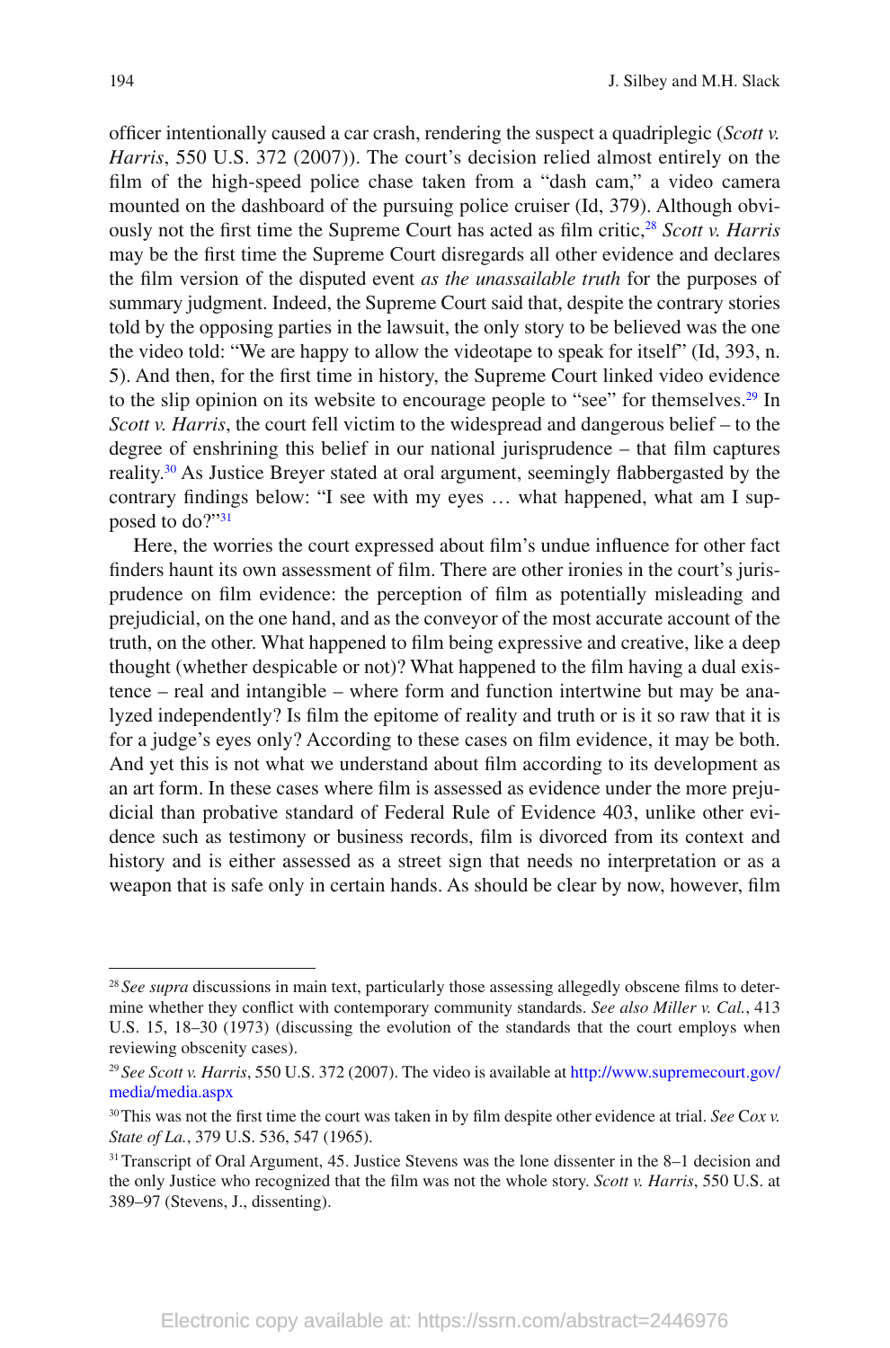officer intentionally caused a car crash, rendering the suspect a quadriplegic (*Scott v. Harris*, 550 U.S. 372 (2007)). The court's decision relied almost entirely on the film of the high-speed police chase taken from a "dash cam," a video camera mounted on the dashboard of the pursuing police cruiser (Id, 379). Although obviously not the first time the Supreme Court has acted as film critic,[28] *Scott v. Harris* may be the first time the Supreme Court disregards all other evidence and declares the film version of the disputed event *as the unassailable truth* for the purposes of summary judgment. Indeed, the Supreme Court said that, despite the contrary stories told by the opposing parties in the lawsuit, the only story to be believed was the one the video told: "We are happy to allow the videotape to speak for itself" (Id, 393, n. 5). And then, for the first time in history, the Supreme Court linked video evidence to the slip opinion on its website to encourage people to "see" for themselves.[29] In *Scott v. Harris*, the court fell victim to the widespread and dangerous belief – to the degree of enshrining this belief in our national jurisprudence – that film captures reality.[30] As Justice Breyer stated at oral argument, seemingly flabbergasted by the contrary findings below: "I see with my eyes … what happened, what am I supposed to do?"[31]

Here, the worries the court expressed about film's undue influence for other fact finders haunt its own assessment of film. There are other ironies in the court's jurisprudence on film evidence: the perception of film as potentially misleading and prejudicial, on the one hand, and as the conveyor of the most accurate account of the truth, on the other. What happened to film being expressive and creative, like a deep thought (whether despicable or not)? What happened to the film having a dual existence – real and intangible – where form and function intertwine but may be analyzed independently? Is film the epitome of reality and truth or is it so raw that it is for a judge's eyes only? According to these cases on film evidence, it may be both. And yet this is not what we understand about film according to its development as an art form. In these cases where film is assessed as evidence under the more prejudicial than probative standard of Federal Rule of Evidence 403, unlike other evidence such as testimony or business records, film is divorced from its context and history and is either assessed as a street sign that needs no interpretation or as a weapon that is safe only in certain hands. As should be clear by now, however, film

---

[28] *See supra* discussions in main text, particularly those assessing allegedly obscene films to determine whether they conflict with contemporary community standards. *See also Miller v. Cal.*, 413 U.S. 15, 18–30 (1973) (discussing the evolution of the standards that the court employs when reviewing obscenity cases).

[29] *See Scott v. Harris*, 550 U.S. 372 (2007). The video is available at http://www.supremecourt.gov/media/media.aspx

[30] This was not the first time the court was taken in by film despite other evidence at trial. *See Cox v. State of La.*, 379 U.S. 536, 547 (1965).

[31] Transcript of Oral Argument, 45. Justice Stevens was the lone dissenter in the 8–1 decision and the only Justice who recognized that the film was not the whole story. *Scott v. Harris*, 550 U.S. at 389–97 (Stevens, J., dissenting).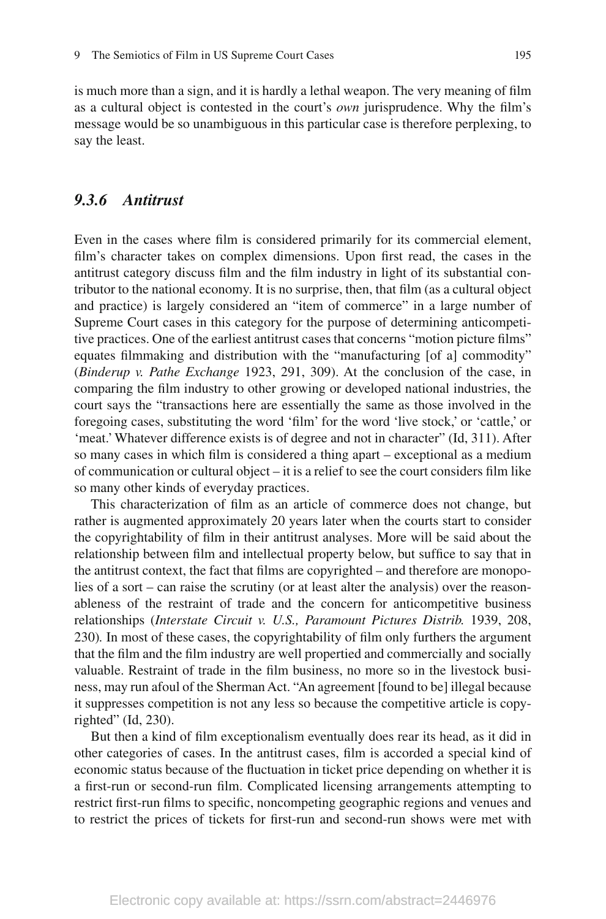is much more than a sign, and it is hardly a lethal weapon. The very meaning of film as a cultural object is contested in the court's *own* jurisprudence. Why the film's message would be so unambiguous in this particular case is therefore perplexing, to say the least.

### *9.3.6 Antitrust*

Even in the cases where film is considered primarily for its commercial element, film's character takes on complex dimensions. Upon first read, the cases in the antitrust category discuss film and the film industry in light of its substantial contributor to the national economy. It is no surprise, then, that film (as a cultural object and practice) is largely considered an "item of commerce" in a large number of Supreme Court cases in this category for the purpose of determining anticompetitive practices. One of the earliest antitrust cases that concerns "motion picture films" equates filmmaking and distribution with the "manufacturing [of a] commodity" (*Binderup v. Pathe Exchange* 1923, 291, 309). At the conclusion of the case, in comparing the film industry to other growing or developed national industries, the court says the "transactions here are essentially the same as those involved in the foregoing cases, substituting the word 'film' for the word 'live stock,' or 'cattle,' or 'meat.' Whatever difference exists is of degree and not in character" (Id, 311). After so many cases in which film is considered a thing apart – exceptional as a medium of communication or cultural object – it is a relief to see the court considers film like so many other kinds of everyday practices.

This characterization of film as an article of commerce does not change, but rather is augmented approximately 20 years later when the courts start to consider the copyrightability of film in their antitrust analyses. More will be said about the relationship between film and intellectual property below, but suffice to say that in the antitrust context, the fact that films are copyrighted – and therefore are monopolies of a sort – can raise the scrutiny (or at least alter the analysis) over the reasonableness of the restraint of trade and the concern for anticompetitive business relationships (*Interstate Circuit v. U.S., Paramount Pictures Distrib.* 1939, 208, 230). In most of these cases, the copyrightability of film only furthers the argument that the film and the film industry are well propertied and commercially and socially valuable. Restraint of trade in the film business, no more so in the livestock business, may run afoul of the Sherman Act. "An agreement [found to be] illegal because it suppresses competition is not any less so because the competitive article is copyrighted" (Id, 230).

But then a kind of film exceptionalism eventually does rear its head, as it did in other categories of cases. In the antitrust cases, film is accorded a special kind of economic status because of the fluctuation in ticket price depending on whether it is a first-run or second-run film. Complicated licensing arrangements attempting to restrict first-run films to specific, noncompeting geographic regions and venues and to restrict the prices of tickets for first-run and second-run shows were met with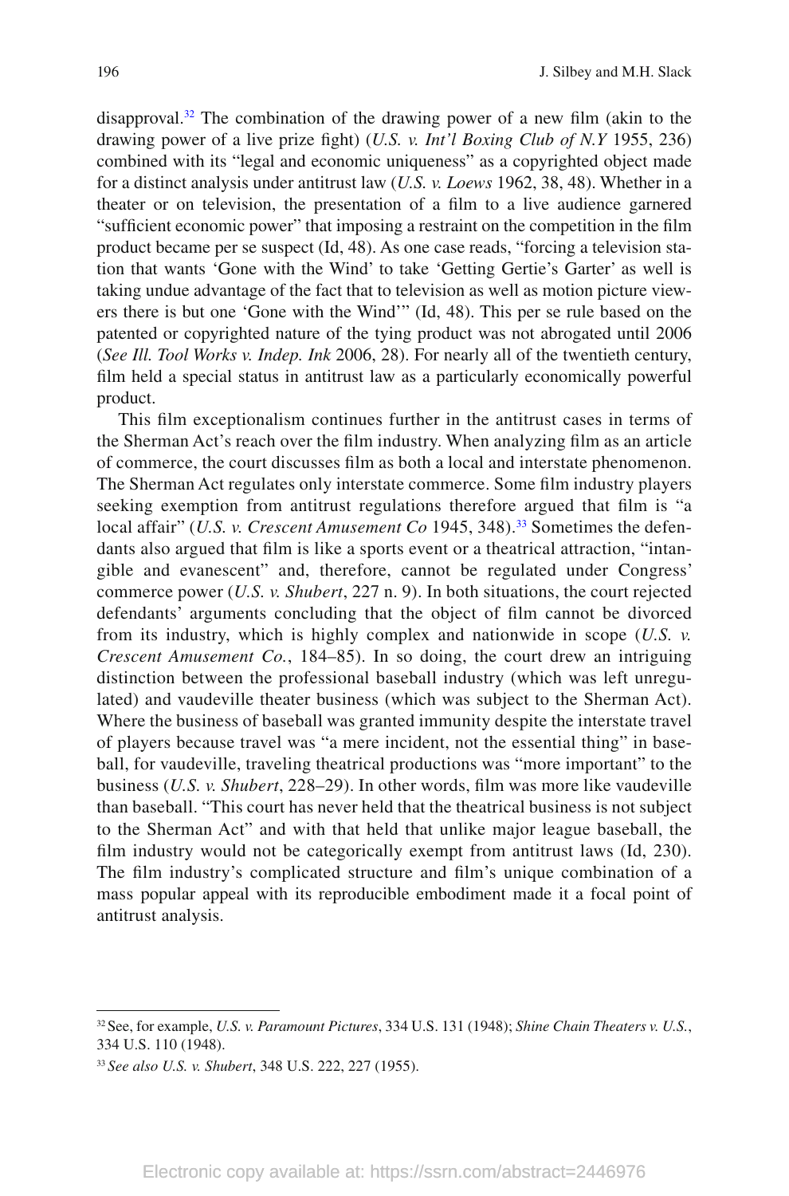disapproval.[32] The combination of the drawing power of a new film (akin to the drawing power of a live prize fight) (*U.S. v. Int'l Boxing Club of N.Y* 1955, 236) combined with its "legal and economic uniqueness" as a copyrighted object made for a distinct analysis under antitrust law (*U.S. v. Loews* 1962, 38, 48). Whether in a theater or on television, the presentation of a film to a live audience garnered "sufficient economic power" that imposing a restraint on the competition in the film product became per se suspect (Id, 48). As one case reads, "forcing a television station that wants 'Gone with the Wind' to take 'Getting Gertie's Garter' as well is taking undue advantage of the fact that to television as well as motion picture viewers there is but one 'Gone with the Wind'" (Id, 48). This per se rule based on the patented or copyrighted nature of the tying product was not abrogated until 2006 (*See Ill. Tool Works v. Indep. Ink* 2006, 28). For nearly all of the twentieth century, film held a special status in antitrust law as a particularly economically powerful product.

This film exceptionalism continues further in the antitrust cases in terms of the Sherman Act's reach over the film industry. When analyzing film as an article of commerce, the court discusses film as both a local and interstate phenomenon. The Sherman Act regulates only interstate commerce. Some film industry players seeking exemption from antitrust regulations therefore argued that film is "a local affair" (*U.S. v. Crescent Amusement Co* 1945, 348).[33] Sometimes the defendants also argued that film is like a sports event or a theatrical attraction, "intangible and evanescent" and, therefore, cannot be regulated under Congress' commerce power (*U.S. v. Shubert*, 227 n. 9). In both situations, the court rejected defendants' arguments concluding that the object of film cannot be divorced from its industry, which is highly complex and nationwide in scope (*U.S. v. Crescent Amusement Co.*, 184–85). In so doing, the court drew an intriguing distinction between the professional baseball industry (which was left unregulated) and vaudeville theater business (which was subject to the Sherman Act). Where the business of baseball was granted immunity despite the interstate travel of players because travel was "a mere incident, not the essential thing" in baseball, for vaudeville, traveling theatrical productions was "more important" to the business (*U.S. v. Shubert*, 228–29). In other words, film was more like vaudeville than baseball. "This court has never held that the theatrical business is not subject to the Sherman Act" and with that held that unlike major league baseball, the film industry would not be categorically exempt from antitrust laws (Id, 230). The film industry's complicated structure and film's unique combination of a mass popular appeal with its reproducible embodiment made it a focal point of antitrust analysis.

---

[32] See, for example, *U.S. v. Paramount Pictures*, 334 U.S. 131 (1948); *Shine Chain Theaters v. U.S.*, 334 U.S. 110 (1948).

[33] *See also U.S. v. Shubert*, 348 U.S. 222, 227 (1955).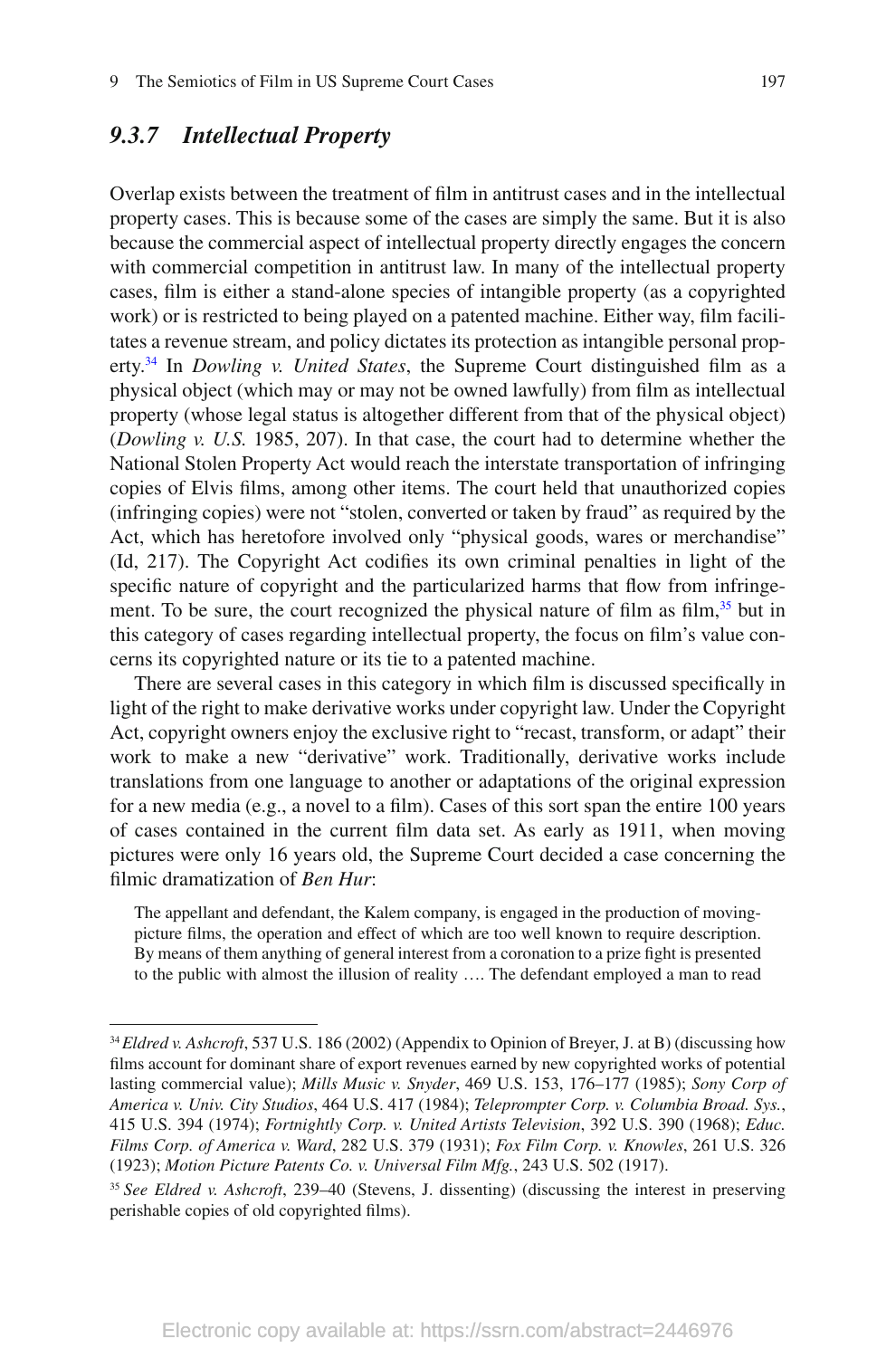### *9.3.7 Intellectual Property*

Overlap exists between the treatment of film in antitrust cases and in the intellectual property cases. This is because some of the cases are simply the same. But it is also because the commercial aspect of intellectual property directly engages the concern with commercial competition in antitrust law. In many of the intellectual property cases, film is either a stand-alone species of intangible property (as a copyrighted work) or is restricted to being played on a patented machine. Either way, film facilitates a revenue stream, and policy dictates its protection as intangible personal property.[34] In *Dowling v. United States*, the Supreme Court distinguished film as a physical object (which may or may not be owned lawfully) from film as intellectual property (whose legal status is altogether different from that of the physical object) (*Dowling v. U.S.* 1985, 207). In that case, the court had to determine whether the National Stolen Property Act would reach the interstate transportation of infringing copies of Elvis films, among other items. The court held that unauthorized copies (infringing copies) were not "stolen, converted or taken by fraud" as required by the Act, which has heretofore involved only "physical goods, wares or merchandise" (Id, 217). The Copyright Act codifies its own criminal penalties in light of the specific nature of copyright and the particularized harms that flow from infringement. To be sure, the court recognized the physical nature of film as film,[35] but in this category of cases regarding intellectual property, the focus on film's value concerns its copyrighted nature or its tie to a patented machine.

There are several cases in this category in which film is discussed specifically in light of the right to make derivative works under copyright law. Under the Copyright Act, copyright owners enjoy the exclusive right to "recast, transform, or adapt" their work to make a new "derivative" work. Traditionally, derivative works include translations from one language to another or adaptations of the original expression for a new media (e.g., a novel to a film). Cases of this sort span the entire 100 years of cases contained in the current film data set. As early as 1911, when moving pictures were only 16 years old, the Supreme Court decided a case concerning the filmic dramatization of *Ben Hur*:

> The appellant and defendant, the Kalem company, is engaged in the production of moving-picture films, the operation and effect of which are too well known to require description. By means of them anything of general interest from a coronation to a prize fight is presented to the public with almost the illusion of reality …. The defendant employed a man to read

---

[34] *Eldred v. Ashcroft*, 537 U.S. 186 (2002) (Appendix to Opinion of Breyer, J. at B) (discussing how films account for dominant share of export revenues earned by new copyrighted works of potential lasting commercial value); *Mills Music v. Snyder*, 469 U.S. 153, 176–177 (1985); *Sony Corp of America v. Univ. City Studios*, 464 U.S. 417 (1984); *Teleprompter Corp. v. Columbia Broad. Sys.*, 415 U.S. 394 (1974); *Fortnightly Corp. v. United Artists Television*, 392 U.S. 390 (1968); *Educ. Films Corp. of America v. Ward*, 282 U.S. 379 (1931); *Fox Film Corp. v. Knowles*, 261 U.S. 326 (1923); *Motion Picture Patents Co. v. Universal Film Mfg.*, 243 U.S. 502 (1917).

[35] *See Eldred v. Ashcroft*, 239–40 (Stevens, J. dissenting) (discussing the interest in preserving perishable copies of old copyrighted films).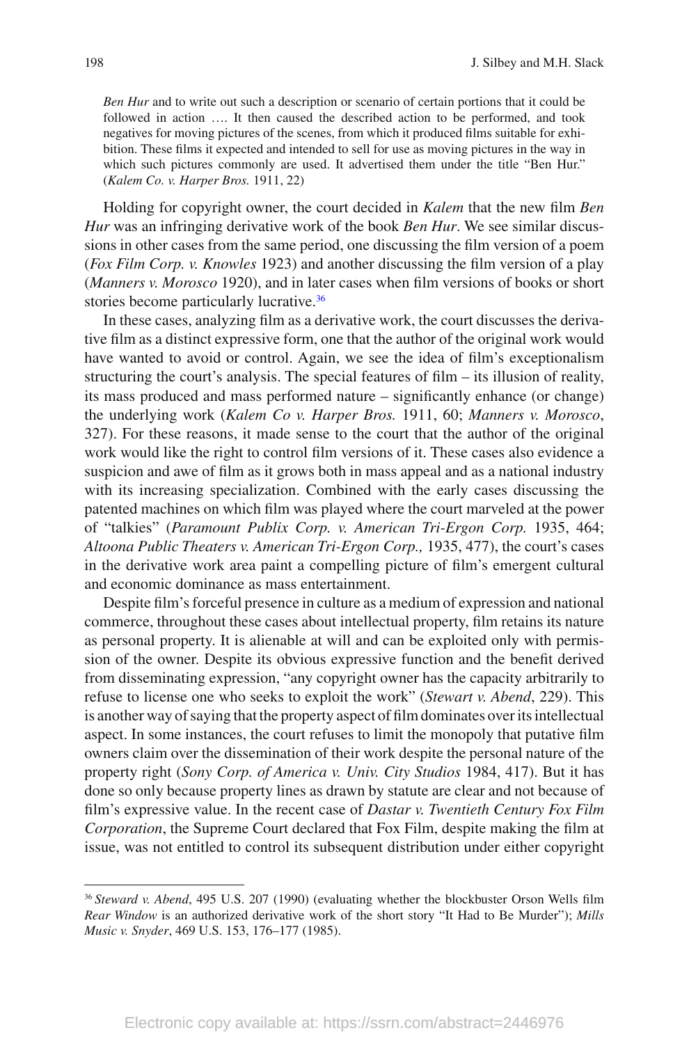*Ben Hur* and to write out such a description or scenario of certain portions that it could be followed in action …. It then caused the described action to be performed, and took negatives for moving pictures of the scenes, from which it produced films suitable for exhibition. These films it expected and intended to sell for use as moving pictures in the way in which such pictures commonly are used. It advertised them under the title "Ben Hur." (*Kalem Co. v. Harper Bros.* 1911, 22)

Holding for copyright owner, the court decided in *Kalem* that the new film *Ben Hur* was an infringing derivative work of the book *Ben Hur*. We see similar discussions in other cases from the same period, one discussing the film version of a poem (*Fox Film Corp. v. Knowles* 1923) and another discussing the film version of a play (*Manners v. Morosco* 1920), and in later cases when film versions of books or short stories become particularly lucrative.[36]

In these cases, analyzing film as a derivative work, the court discusses the derivative film as a distinct expressive form, one that the author of the original work would have wanted to avoid or control. Again, we see the idea of film's exceptionalism structuring the court's analysis. The special features of film – its illusion of reality, its mass produced and mass performed nature – significantly enhance (or change) the underlying work (*Kalem Co v. Harper Bros.* 1911, 60; *Manners v. Morosco*, 327). For these reasons, it made sense to the court that the author of the original work would like the right to control film versions of it. These cases also evidence a suspicion and awe of film as it grows both in mass appeal and as a national industry with its increasing specialization. Combined with the early cases discussing the patented machines on which film was played where the court marveled at the power of "talkies" (*Paramount Publix Corp. v. American Tri-Ergon Corp.* 1935, 464; *Altoona Public Theaters v. American Tri-Ergon Corp.,* 1935, 477), the court's cases in the derivative work area paint a compelling picture of film's emergent cultural and economic dominance as mass entertainment.

Despite film's forceful presence in culture as a medium of expression and national commerce, throughout these cases about intellectual property, film retains its nature as personal property. It is alienable at will and can be exploited only with permission of the owner. Despite its obvious expressive function and the benefit derived from disseminating expression, "any copyright owner has the capacity arbitrarily to refuse to license one who seeks to exploit the work" (*Stewart v. Abend*, 229). This is another way of saying that the property aspect of film dominates over its intellectual aspect. In some instances, the court refuses to limit the monopoly that putative film owners claim over the dissemination of their work despite the personal nature of the property right (*Sony Corp. of America v. Univ. City Studios* 1984, 417). But it has done so only because property lines as drawn by statute are clear and not because of film's expressive value. In the recent case of *Dastar v. Twentieth Century Fox Film Corporation*, the Supreme Court declared that Fox Film, despite making the film at issue, was not entitled to control its subsequent distribution under either copyright

[36] *Steward v. Abend*, 495 U.S. 207 (1990) (evaluating whether the blockbuster Orson Wells film *Rear Window* is an authorized derivative work of the short story "It Had to Be Murder"); *Mills Music v. Snyder*, 469 U.S. 153, 176–177 (1985).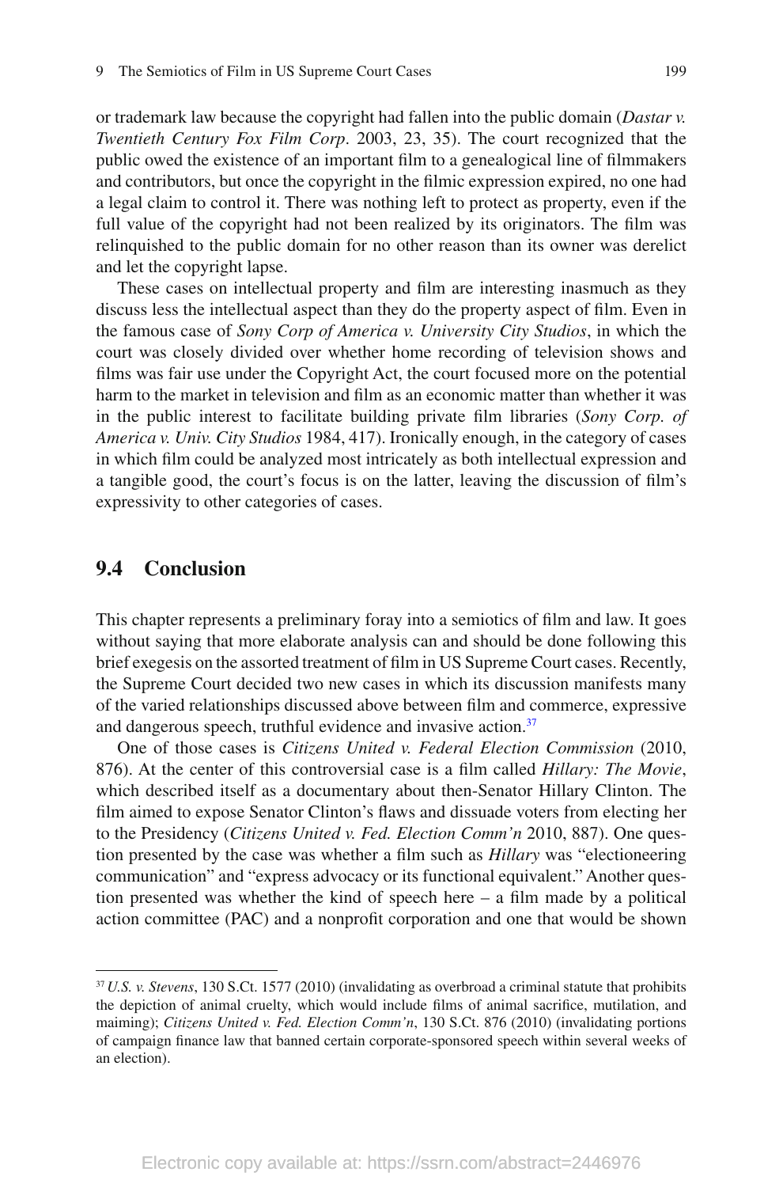or trademark law because the copyright had fallen into the public domain (*Dastar v. Twentieth Century Fox Film Corp*. 2003, 23, 35). The court recognized that the public owed the existence of an important film to a genealogical line of filmmakers and contributors, but once the copyright in the filmic expression expired, no one had a legal claim to control it. There was nothing left to protect as property, even if the full value of the copyright had not been realized by its originators. The film was relinquished to the public domain for no other reason than its owner was derelict and let the copyright lapse.

These cases on intellectual property and film are interesting inasmuch as they discuss less the intellectual aspect than they do the property aspect of film. Even in the famous case of *Sony Corp of America v. University City Studios*, in which the court was closely divided over whether home recording of television shows and films was fair use under the Copyright Act, the court focused more on the potential harm to the market in television and film as an economic matter than whether it was in the public interest to facilitate building private film libraries (*Sony Corp. of America v. Univ. City Studios* 1984, 417). Ironically enough, in the category of cases in which film could be analyzed most intricately as both intellectual expression and a tangible good, the court's focus is on the latter, leaving the discussion of film's expressivity to other categories of cases.

## 9.4 Conclusion

This chapter represents a preliminary foray into a semiotics of film and law. It goes without saying that more elaborate analysis can and should be done following this brief exegesis on the assorted treatment of film in US Supreme Court cases. Recently, the Supreme Court decided two new cases in which its discussion manifests many of the varied relationships discussed above between film and commerce, expressive and dangerous speech, truthful evidence and invasive action.[37]

One of those cases is *Citizens United v. Federal Election Commission* (2010, 876). At the center of this controversial case is a film called *Hillary: The Movie*, which described itself as a documentary about then-Senator Hillary Clinton. The film aimed to expose Senator Clinton's flaws and dissuade voters from electing her to the Presidency (*Citizens United v. Fed. Election Comm'n* 2010, 887). One question presented by the case was whether a film such as *Hillary* was "electioneering communication" and "express advocacy or its functional equivalent." Another question presented was whether the kind of speech here – a film made by a political action committee (PAC) and a nonprofit corporation and one that would be shown

---

[37] *U.S. v. Stevens*, 130 S.Ct. 1577 (2010) (invalidating as overbroad a criminal statute that prohibits the depiction of animal cruelty, which would include films of animal sacrifice, mutilation, and maiming); *Citizens United v. Fed. Election Comm'n*, 130 S.Ct. 876 (2010) (invalidating portions of campaign finance law that banned certain corporate-sponsored speech within several weeks of an election).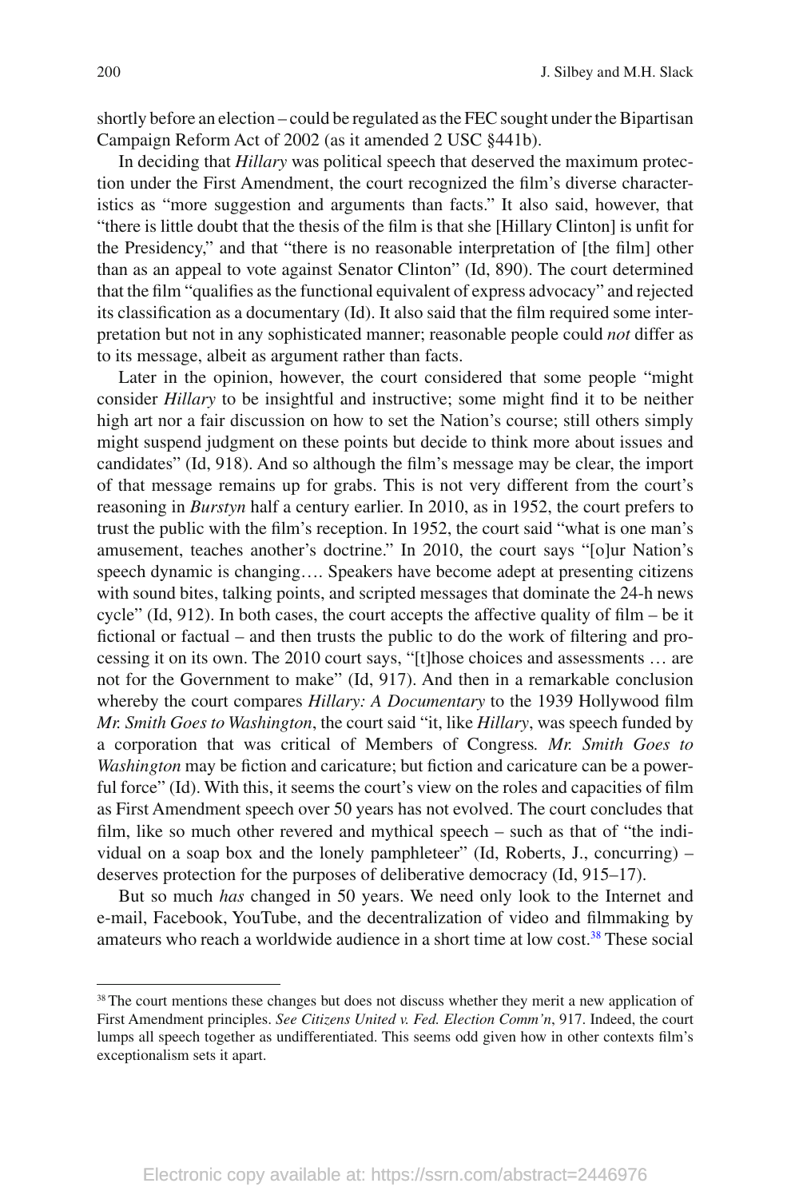shortly before an election – could be regulated as the FEC sought under the Bipartisan Campaign Reform Act of 2002 (as it amended 2 USC §441b).

In deciding that *Hillary* was political speech that deserved the maximum protection under the First Amendment, the court recognized the film's diverse characteristics as "more suggestion and arguments than facts." It also said, however, that "there is little doubt that the thesis of the film is that she [Hillary Clinton] is unfit for the Presidency," and that "there is no reasonable interpretation of [the film] other than as an appeal to vote against Senator Clinton" (Id, 890). The court determined that the film "qualifies as the functional equivalent of express advocacy" and rejected its classification as a documentary (Id). It also said that the film required some interpretation but not in any sophisticated manner; reasonable people could *not* differ as to its message, albeit as argument rather than facts.

Later in the opinion, however, the court considered that some people "might consider *Hillary* to be insightful and instructive; some might find it to be neither high art nor a fair discussion on how to set the Nation's course; still others simply might suspend judgment on these points but decide to think more about issues and candidates" (Id, 918). And so although the film's message may be clear, the import of that message remains up for grabs. This is not very different from the court's reasoning in *Burstyn* half a century earlier. In 2010, as in 1952, the court prefers to trust the public with the film's reception. In 1952, the court said "what is one man's amusement, teaches another's doctrine." In 2010, the court says "[o]ur Nation's speech dynamic is changing…. Speakers have become adept at presenting citizens with sound bites, talking points, and scripted messages that dominate the 24-h news cycle" (Id, 912). In both cases, the court accepts the affective quality of film – be it fictional or factual – and then trusts the public to do the work of filtering and processing it on its own. The 2010 court says, "[t]hose choices and assessments … are not for the Government to make" (Id, 917). And then in a remarkable conclusion whereby the court compares *Hillary: A Documentary* to the 1939 Hollywood film *Mr. Smith Goes to Washington*, the court said "it, like *Hillary*, was speech funded by a corporation that was critical of Members of Congress. *Mr. Smith Goes to Washington* may be fiction and caricature; but fiction and caricature can be a powerful force" (Id). With this, it seems the court's view on the roles and capacities of film as First Amendment speech over 50 years has not evolved. The court concludes that film, like so much other revered and mythical speech – such as that of "the individual on a soap box and the lonely pamphleteer" (Id, Roberts, J., concurring) – deserves protection for the purposes of deliberative democracy (Id, 915–17).

But so much *has* changed in 50 years. We need only look to the Internet and e-mail, Facebook, YouTube, and the decentralization of video and filmmaking by amateurs who reach a worldwide audience in a short time at low cost.[38] These social

[38] The court mentions these changes but does not discuss whether they merit a new application of First Amendment principles. *See Citizens United v. Fed. Election Comm'n*, 917. Indeed, the court lumps all speech together as undifferentiated. This seems odd given how in other contexts film's exceptionalism sets it apart.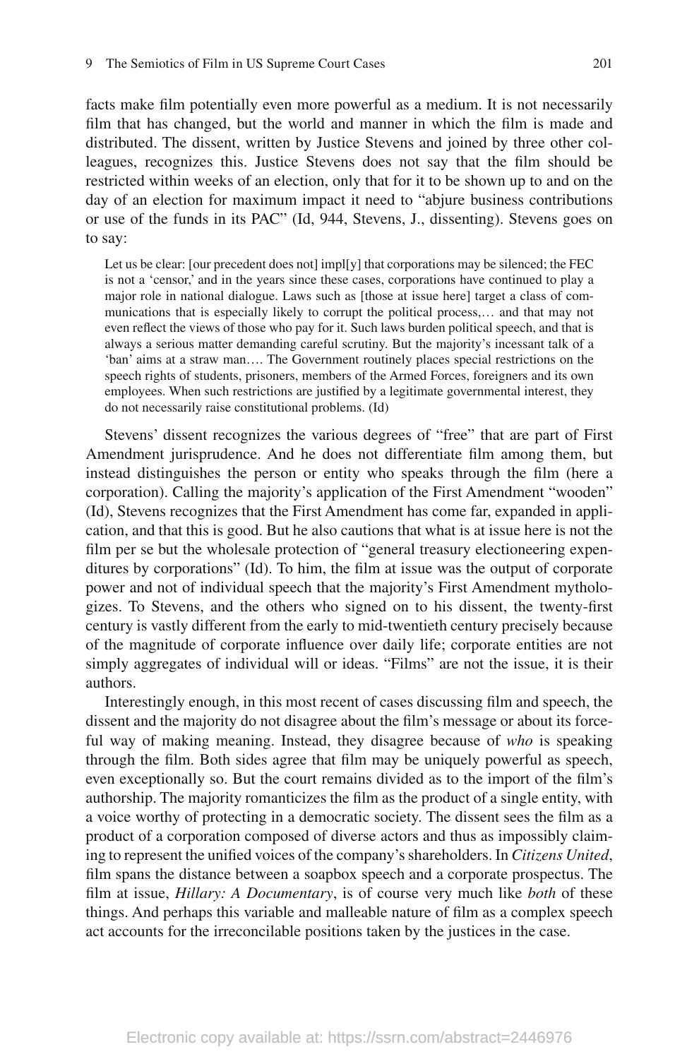facts make film potentially even more powerful as a medium. It is not necessarily film that has changed, but the world and manner in which the film is made and distributed. The dissent, written by Justice Stevens and joined by three other colleagues, recognizes this. Justice Stevens does not say that the film should be restricted within weeks of an election, only that for it to be shown up to and on the day of an election for maximum impact it need to "abjure business contributions or use of the funds in its PAC" (Id, 944, Stevens, J., dissenting). Stevens goes on to say:

> Let us be clear: [our precedent does not] impl[y] that corporations may be silenced; the FEC is not a 'censor,' and in the years since these cases, corporations have continued to play a major role in national dialogue. Laws such as [those at issue here] target a class of communications that is especially likely to corrupt the political process,… and that may not even reflect the views of those who pay for it. Such laws burden political speech, and that is always a serious matter demanding careful scrutiny. But the majority's incessant talk of a 'ban' aims at a straw man…. The Government routinely places special restrictions on the speech rights of students, prisoners, members of the Armed Forces, foreigners and its own employees. When such restrictions are justified by a legitimate governmental interest, they do not necessarily raise constitutional problems. (Id)

Stevens' dissent recognizes the various degrees of "free" that are part of First Amendment jurisprudence. And he does not differentiate film among them, but instead distinguishes the person or entity who speaks through the film (here a corporation). Calling the majority's application of the First Amendment "wooden" (Id), Stevens recognizes that the First Amendment has come far, expanded in application, and that this is good. But he also cautions that what is at issue here is not the film per se but the wholesale protection of "general treasury electioneering expenditures by corporations" (Id). To him, the film at issue was the output of corporate power and not of individual speech that the majority's First Amendment mythologizes. To Stevens, and the others who signed on to his dissent, the twenty-first century is vastly different from the early to mid-twentieth century precisely because of the magnitude of corporate influence over daily life; corporate entities are not simply aggregates of individual will or ideas. "Films" are not the issue, it is their authors.

Interestingly enough, in this most recent of cases discussing film and speech, the dissent and the majority do not disagree about the film's message or about its forceful way of making meaning. Instead, they disagree because of *who* is speaking through the film. Both sides agree that film may be uniquely powerful as speech, even exceptionally so. But the court remains divided as to the import of the film's authorship. The majority romanticizes the film as the product of a single entity, with a voice worthy of protecting in a democratic society. The dissent sees the film as a product of a corporation composed of diverse actors and thus as impossibly claiming to represent the unified voices of the company's shareholders. In *Citizens United*, film spans the distance between a soapbox speech and a corporate prospectus. The film at issue, *Hillary: A Documentary*, is of course very much like *both* of these things. And perhaps this variable and malleable nature of film as a complex speech act accounts for the irreconcilable positions taken by the justices in the case.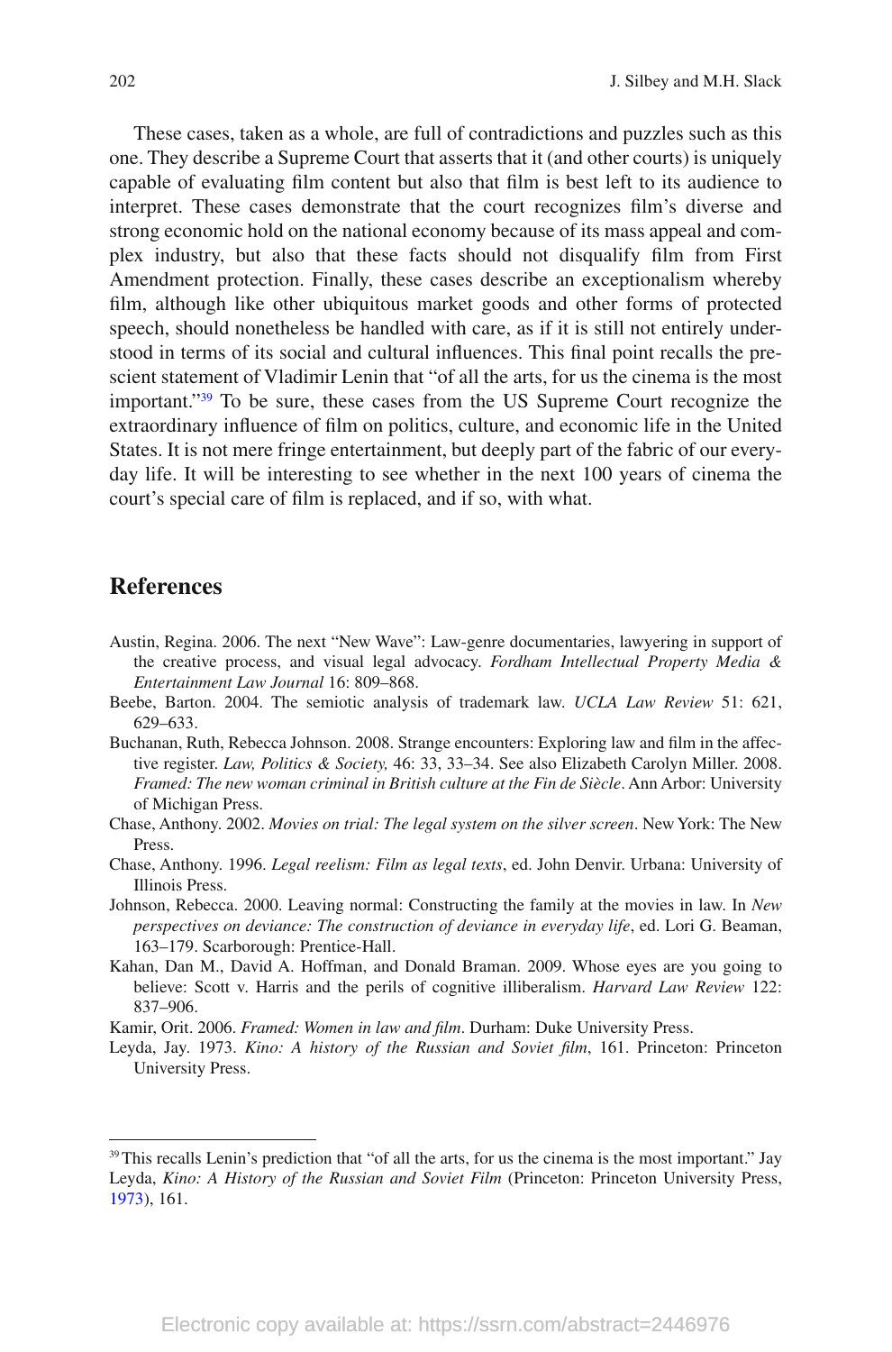These cases, taken as a whole, are full of contradictions and puzzles such as this one. They describe a Supreme Court that asserts that it (and other courts) is uniquely capable of evaluating film content but also that film is best left to its audience to interpret. These cases demonstrate that the court recognizes film's diverse and strong economic hold on the national economy because of its mass appeal and complex industry, but also that these facts should not disqualify film from First Amendment protection. Finally, these cases describe an exceptionalism whereby film, although like other ubiquitous market goods and other forms of protected speech, should nonetheless be handled with care, as if it is still not entirely understood in terms of its social and cultural influences. This final point recalls the prescient statement of Vladimir Lenin that "of all the arts, for us the cinema is the most important."[39] To be sure, these cases from the US Supreme Court recognize the extraordinary influence of film on politics, culture, and economic life in the United States. It is not mere fringe entertainment, but deeply part of the fabric of our everyday life. It will be interesting to see whether in the next 100 years of cinema the court's special care of film is replaced, and if so, with what.

## References

Austin, Regina. 2006. The next "New Wave": Law-genre documentaries, lawyering in support of the creative process, and visual legal advocacy. *Fordham Intellectual Property Media & Entertainment Law Journal* 16: 809–868.

Beebe, Barton. 2004. The semiotic analysis of trademark law. *UCLA Law Review* 51: 621, 629–633.

Buchanan, Ruth, Rebecca Johnson. 2008. Strange encounters: Exploring law and film in the affective register. *Law, Politics & Society,* 46: 33, 33–34. See also Elizabeth Carolyn Miller. 2008. *Framed: The new woman criminal in British culture at the Fin de Siècle*. Ann Arbor: University of Michigan Press.

Chase, Anthony. 2002. *Movies on trial: The legal system on the silver screen*. New York: The New Press.

Chase, Anthony. 1996. *Legal reelism: Film as legal texts*, ed. John Denvir. Urbana: University of Illinois Press.

Johnson, Rebecca. 2000. Leaving normal: Constructing the family at the movies in law. In *New perspectives on deviance: The construction of deviance in everyday life*, ed. Lori G. Beaman, 163–179. Scarborough: Prentice-Hall.

Kahan, Dan M., David A. Hoffman, and Donald Braman. 2009. Whose eyes are you going to believe: Scott v. Harris and the perils of cognitive illiberalism. *Harvard Law Review* 122: 837–906.

Kamir, Orit. 2006. *Framed: Women in law and film*. Durham: Duke University Press.

Leyda, Jay. 1973. *Kino: A history of the Russian and Soviet film*, 161. Princeton: Princeton University Press.

---

[39] This recalls Lenin's prediction that "of all the arts, for us the cinema is the most important." Jay Leyda, *Kino: A History of the Russian and Soviet Film* (Princeton: Princeton University Press, 1973), 161.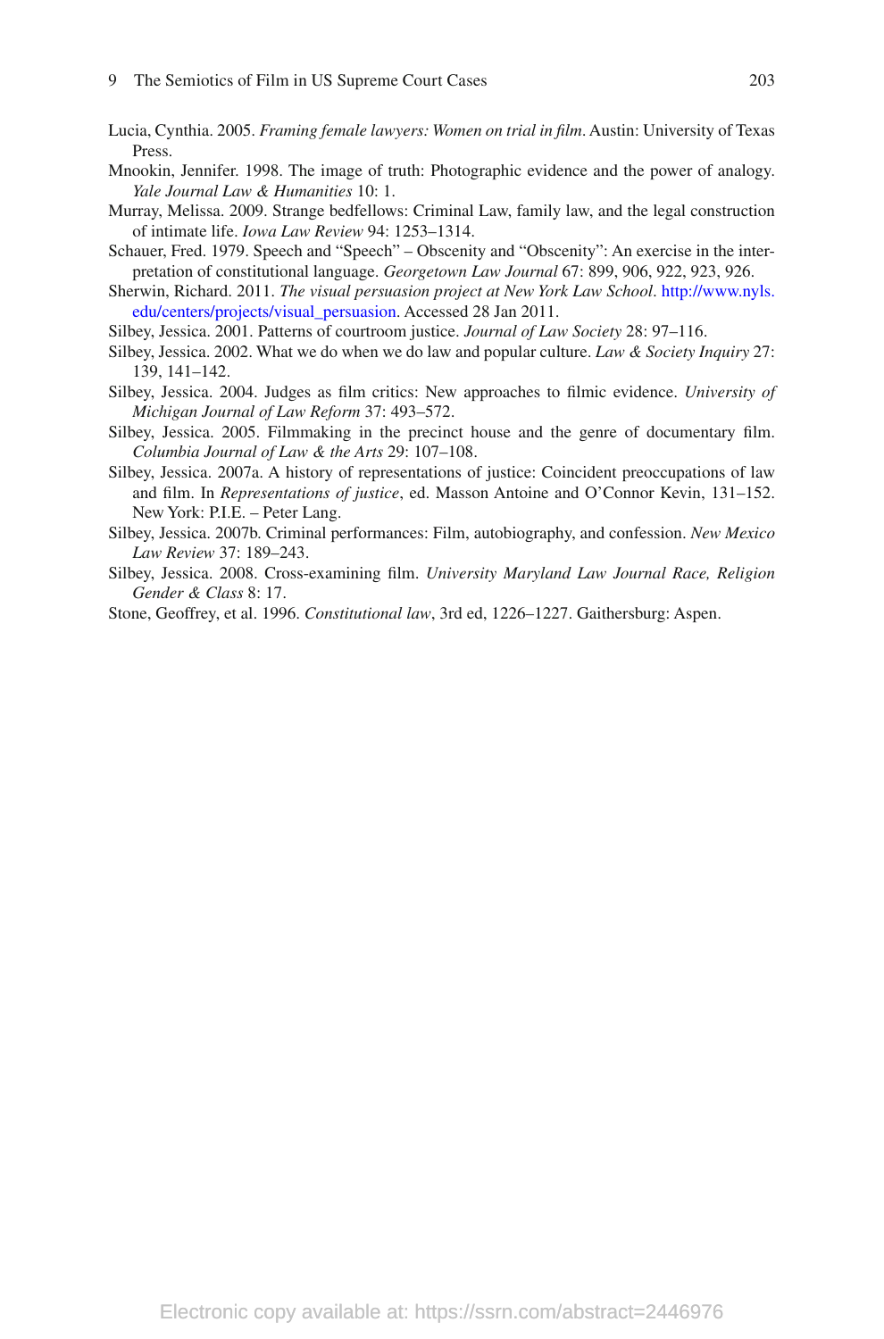Lucia, Cynthia. 2005. *Framing female lawyers: Women on trial in film*. Austin: University of Texas Press.

Mnookin, Jennifer. 1998. The image of truth: Photographic evidence and the power of analogy. *Yale Journal Law & Humanities* 10: 1.

Murray, Melissa. 2009. Strange bedfellows: Criminal Law, family law, and the legal construction of intimate life. *Iowa Law Review* 94: 1253–1314.

Schauer, Fred. 1979. Speech and "Speech" – Obscenity and "Obscenity": An exercise in the interpretation of constitutional language. *Georgetown Law Journal* 67: 899, 906, 922, 923, 926.

Sherwin, Richard. 2011. *The visual persuasion project at New York Law School*. http://www.nyls.edu/centers/projects/visual_persuasion. Accessed 28 Jan 2011.

Silbey, Jessica. 2001. Patterns of courtroom justice. *Journal of Law Society* 28: 97–116.

Silbey, Jessica. 2002. What we do when we do law and popular culture. *Law & Society Inquiry* 27: 139, 141–142.

Silbey, Jessica. 2004. Judges as film critics: New approaches to filmic evidence. *University of Michigan Journal of Law Reform* 37: 493–572.

Silbey, Jessica. 2005. Filmmaking in the precinct house and the genre of documentary film. *Columbia Journal of Law & the Arts* 29: 107–108.

Silbey, Jessica. 2007a. A history of representations of justice: Coincident preoccupations of law and film. In *Representations of justice*, ed. Masson Antoine and O'Connor Kevin, 131–152. New York: P.I.E. – Peter Lang.

Silbey, Jessica. 2007b. Criminal performances: Film, autobiography, and confession. *New Mexico Law Review* 37: 189–243.

Silbey, Jessica. 2008. Cross-examining film. *University Maryland Law Journal Race, Religion Gender & Class* 8: 17.

Stone, Geoffrey, et al. 1996. *Constitutional law*, 3rd ed, 1226–1227. Gaithersburg: Aspen.